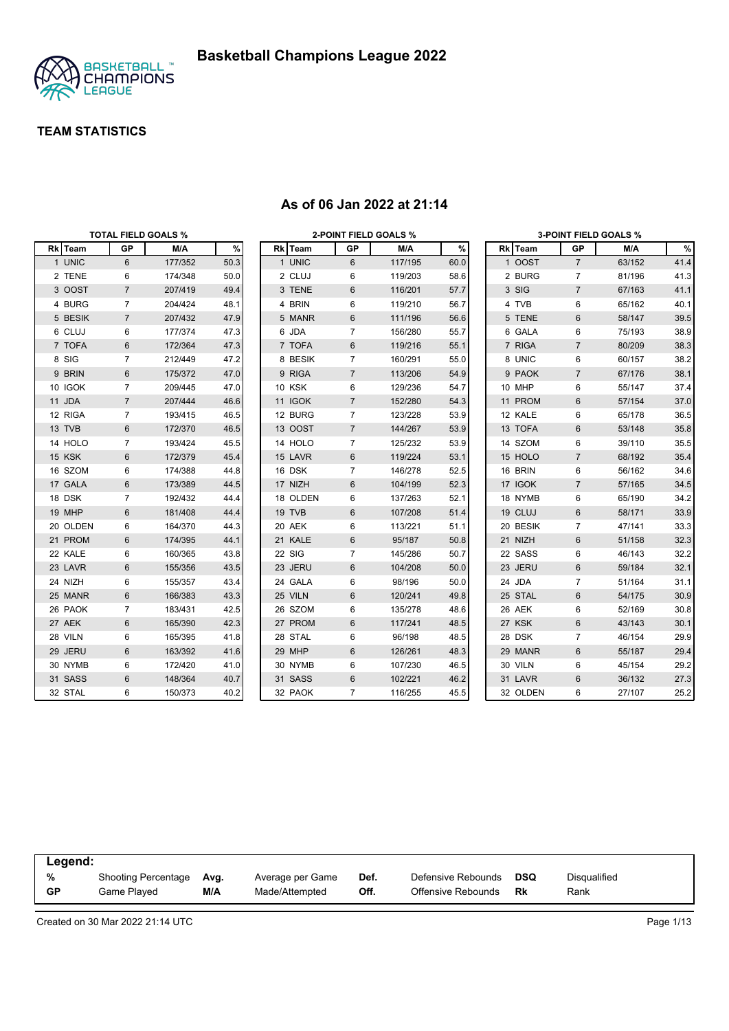# Basketball Champions League 2022

## TEAM STATISTICS

### As of 06 Jan 2022 at 21:14

**TOTAL FIELD GOALS %**

| Rk | Team | GP | M/A | % |
|---|---|---|---|---|
| 1 | UNIC | 6 | 177/352 | 50.3 |
| 2 | TENE | 6 | 174/348 | 50.0 |
| 3 | OOST | 7 | 207/419 | 49.4 |
| 4 | BURG | 7 | 204/424 | 48.1 |
| 5 | BESIK | 7 | 207/432 | 47.9 |
| 6 | CLUJ | 6 | 177/374 | 47.3 |
| 7 | TOFA | 6 | 172/364 | 47.3 |
| 8 | SIG | 7 | 212/449 | 47.2 |
| 9 | BRIN | 6 | 175/372 | 47.0 |
| 10 | IGOK | 7 | 209/445 | 47.0 |
| 11 | JDA | 7 | 207/444 | 46.6 |
| 12 | RIGA | 7 | 193/415 | 46.5 |
| 13 | TVB | 6 | 172/370 | 46.5 |
| 14 | HOLO | 7 | 193/424 | 45.5 |
| 15 | KSK | 6 | 172/379 | 45.4 |
| 16 | SZOM | 6 | 174/388 | 44.8 |
| 17 | GALA | 6 | 173/389 | 44.5 |
| 18 | DSK | 7 | 192/432 | 44.4 |
| 19 | MHP | 6 | 181/408 | 44.4 |
| 20 | OLDEN | 6 | 164/370 | 44.3 |
| 21 | PROM | 6 | 174/395 | 44.1 |
| 22 | KALE | 6 | 160/365 | 43.8 |
| 23 | LAVR | 6 | 155/356 | 43.5 |
| 24 | NIZH | 6 | 155/357 | 43.4 |
| 25 | MANR | 6 | 166/383 | 43.3 |
| 26 | PAOK | 7 | 183/431 | 42.5 |
| 27 | AEK | 6 | 165/390 | 42.3 |
| 28 | VILN | 6 | 165/395 | 41.8 |
| 29 | JERU | 6 | 163/392 | 41.6 |
| 30 | NYMB | 6 | 172/420 | 41.0 |
| 31 | SASS | 6 | 148/364 | 40.7 |
| 32 | STAL | 6 | 150/373 | 40.2 |

**2-POINT FIELD GOALS %**

| Rk | Team | GP | M/A | % |
|---|---|---|---|---|
| 1 | UNIC | 6 | 117/195 | 60.0 |
| 2 | CLUJ | 6 | 119/203 | 58.6 |
| 3 | TENE | 6 | 116/201 | 57.7 |
| 4 | BRIN | 6 | 119/210 | 56.7 |
| 5 | MANR | 6 | 111/196 | 56.6 |
| 6 | JDA | 7 | 156/280 | 55.7 |
| 7 | TOFA | 6 | 119/216 | 55.1 |
| 8 | BESIK | 7 | 160/291 | 55.0 |
| 9 | RIGA | 7 | 113/206 | 54.9 |
| 10 | KSK | 6 | 129/236 | 54.7 |
| 11 | IGOK | 7 | 152/280 | 54.3 |
| 12 | BURG | 7 | 123/228 | 53.9 |
| 13 | OOST | 7 | 144/267 | 53.9 |
| 14 | HOLO | 7 | 125/232 | 53.9 |
| 15 | LAVR | 6 | 119/224 | 53.1 |
| 16 | DSK | 7 | 146/278 | 52.5 |
| 17 | NIZH | 6 | 104/199 | 52.3 |
| 18 | OLDEN | 6 | 137/263 | 52.1 |
| 19 | TVB | 6 | 107/208 | 51.4 |
| 20 | AEK | 6 | 113/221 | 51.1 |
| 21 | KALE | 6 | 95/187 | 50.8 |
| 22 | SIG | 7 | 145/286 | 50.7 |
| 23 | JERU | 6 | 104/208 | 50.0 |
| 24 | GALA | 6 | 98/196 | 50.0 |
| 25 | VILN | 6 | 120/241 | 49.8 |
| 26 | SZOM | 6 | 135/278 | 48.6 |
| 27 | PROM | 6 | 117/241 | 48.5 |
| 28 | STAL | 6 | 96/198 | 48.5 |
| 29 | MHP | 6 | 126/261 | 48.3 |
| 30 | NYMB | 6 | 107/230 | 46.5 |
| 31 | SASS | 6 | 102/221 | 46.2 |
| 32 | PAOK | 7 | 116/255 | 45.5 |

**3-POINT FIELD GOALS %**

| Rk | Team | GP | M/A | % |
|---|---|---|---|---|
| 1 | OOST | 7 | 63/152 | 41.4 |
| 2 | BURG | 7 | 81/196 | 41.3 |
| 3 | SIG | 7 | 67/163 | 41.1 |
| 4 | TVB | 6 | 65/162 | 40.1 |
| 5 | TENE | 6 | 58/147 | 39.5 |
| 6 | GALA | 6 | 75/193 | 38.9 |
| 7 | RIGA | 7 | 80/209 | 38.3 |
| 8 | UNIC | 6 | 60/157 | 38.2 |
| 9 | PAOK | 7 | 67/176 | 38.1 |
| 10 | MHP | 6 | 55/147 | 37.4 |
| 11 | PROM | 6 | 57/154 | 37.0 |
| 12 | KALE | 6 | 65/178 | 36.5 |
| 13 | TOFA | 6 | 53/148 | 35.8 |
| 14 | SZOM | 6 | 39/110 | 35.5 |
| 15 | HOLO | 7 | 68/192 | 35.4 |
| 16 | BRIN | 6 | 56/162 | 34.6 |
| 17 | IGOK | 7 | 57/165 | 34.5 |
| 18 | NYMB | 6 | 65/190 | 34.2 |
| 19 | CLUJ | 6 | 58/171 | 33.9 |
| 20 | BESIK | 7 | 47/141 | 33.3 |
| 21 | NIZH | 6 | 51/158 | 32.3 |
| 22 | SASS | 6 | 46/143 | 32.2 |
| 23 | JERU | 6 | 59/184 | 32.1 |
| 24 | JDA | 7 | 51/164 | 31.1 |
| 25 | STAL | 6 | 54/175 | 30.9 |
| 26 | AEK | 6 | 52/169 | 30.8 |
| 27 | KSK | 6 | 43/143 | 30.1 |
| 28 | DSK | 7 | 46/154 | 29.9 |
| 29 | MANR | 6 | 55/187 | 29.4 |
| 30 | VILN | 6 | 45/154 | 29.2 |
| 31 | LAVR | 6 | 36/132 | 27.3 |
| 32 | OLDEN | 6 | 27/107 | 25.2 |

**Legend:**

| | | | | | | | |
|---|---|---|---|---|---|---|---|
| % | Shooting Percentage | Avg. | Average per Game | Def. | Defensive Rebounds | DSQ | Disqualified |
| GP | Game Played | M/A | Made/Attempted | Off. | Offensive Rebounds | Rk | Rank |

Created on 30 Mar 2022 21:14 UTC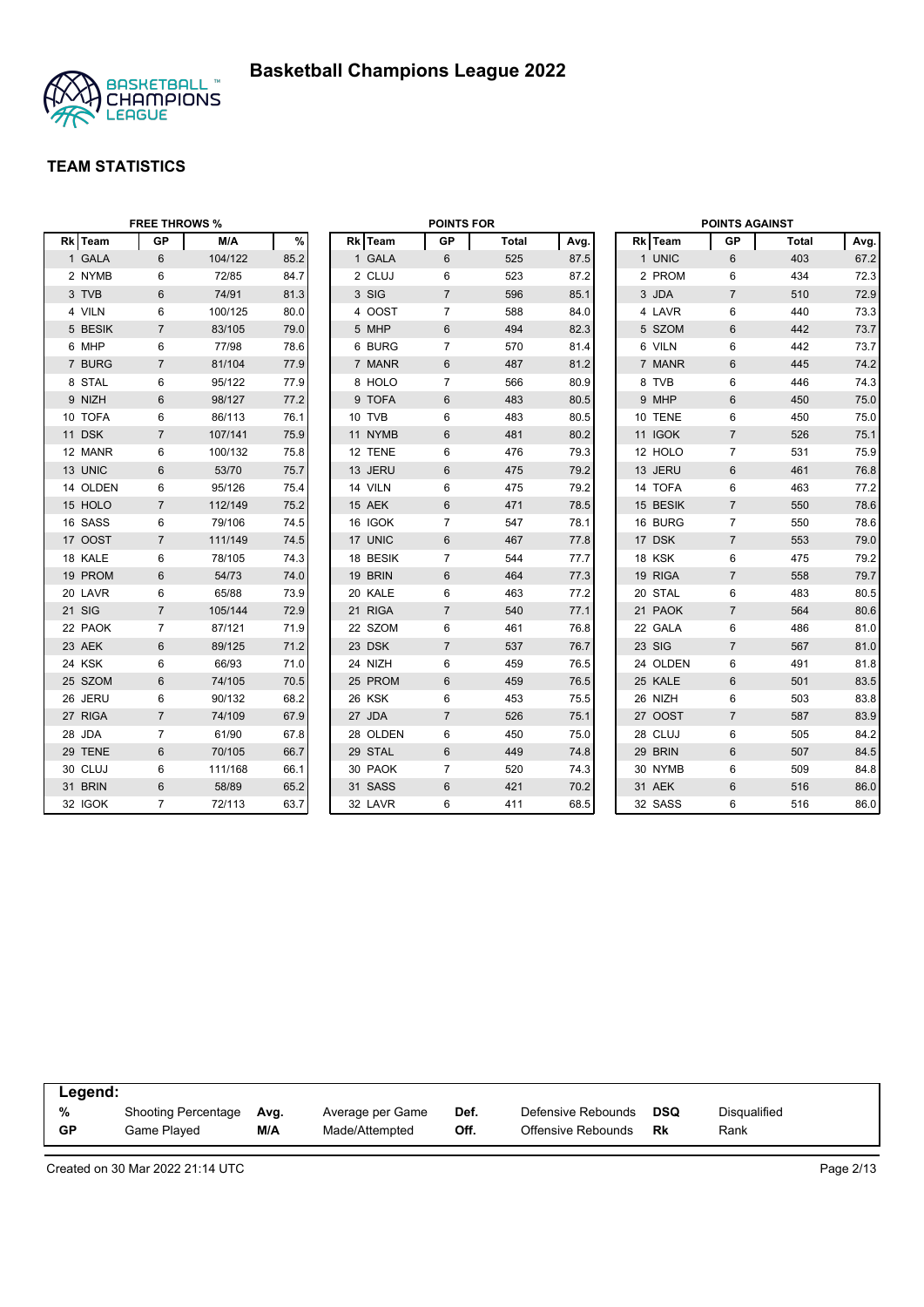# Basketball Champions League 2022

## TEAM STATISTICS

### FREE THROWS %

| Rk | Team | GP | M/A | % |
|---|---|---|---|---|
| 1 | GALA | 6 | 104/122 | 85.2 |
| 2 | NYMB | 6 | 72/85 | 84.7 |
| 3 | TVB | 6 | 74/91 | 81.3 |
| 4 | VILN | 6 | 100/125 | 80.0 |
| 5 | BESIK | 7 | 83/105 | 79.0 |
| 6 | MHP | 6 | 77/98 | 78.6 |
| 7 | BURG | 7 | 81/104 | 77.9 |
| 8 | STAL | 6 | 95/122 | 77.9 |
| 9 | NIZH | 6 | 98/127 | 77.2 |
| 10 | TOFA | 6 | 86/113 | 76.1 |
| 11 | DSK | 7 | 107/141 | 75.9 |
| 12 | MANR | 6 | 100/132 | 75.8 |
| 13 | UNIC | 6 | 53/70 | 75.7 |
| 14 | OLDEN | 6 | 95/126 | 75.4 |
| 15 | HOLO | 7 | 112/149 | 75.2 |
| 16 | SASS | 6 | 79/106 | 74.5 |
| 17 | OOST | 7 | 111/149 | 74.5 |
| 18 | KALE | 6 | 78/105 | 74.3 |
| 19 | PROM | 6 | 54/73 | 74.0 |
| 20 | LAVR | 6 | 65/88 | 73.9 |
| 21 | SIG | 7 | 105/144 | 72.9 |
| 22 | PAOK | 7 | 87/121 | 71.9 |
| 23 | AEK | 6 | 89/125 | 71.2 |
| 24 | KSK | 6 | 66/93 | 71.0 |
| 25 | SZOM | 6 | 74/105 | 70.5 |
| 26 | JERU | 6 | 90/132 | 68.2 |
| 27 | RIGA | 7 | 74/109 | 67.9 |
| 28 | JDA | 7 | 61/90 | 67.8 |
| 29 | TENE | 6 | 70/105 | 66.7 |
| 30 | CLUJ | 6 | 111/168 | 66.1 |
| 31 | BRIN | 6 | 58/89 | 65.2 |
| 32 | IGOK | 7 | 72/113 | 63.7 |

### POINTS FOR

| Rk | Team | GP | Total | Avg. |
|---|---|---|---|---|
| 1 | GALA | 6 | 525 | 87.5 |
| 2 | CLUJ | 6 | 523 | 87.2 |
| 3 | SIG | 7 | 596 | 85.1 |
| 4 | OOST | 7 | 588 | 84.0 |
| 5 | MHP | 6 | 494 | 82.3 |
| 6 | BURG | 7 | 570 | 81.4 |
| 7 | MANR | 6 | 487 | 81.2 |
| 8 | HOLO | 7 | 566 | 80.9 |
| 9 | TOFA | 6 | 483 | 80.5 |
| 10 | TVB | 6 | 483 | 80.5 |
| 11 | NYMB | 6 | 481 | 80.2 |
| 12 | TENE | 6 | 476 | 79.3 |
| 13 | JERU | 6 | 475 | 79.2 |
| 14 | VILN | 6 | 475 | 79.2 |
| 15 | AEK | 6 | 471 | 78.5 |
| 16 | IGOK | 7 | 547 | 78.1 |
| 17 | UNIC | 6 | 467 | 77.8 |
| 18 | BESIK | 7 | 544 | 77.7 |
| 19 | BRIN | 6 | 464 | 77.3 |
| 20 | KALE | 6 | 463 | 77.2 |
| 21 | RIGA | 7 | 540 | 77.1 |
| 22 | SZOM | 6 | 461 | 76.8 |
| 23 | DSK | 7 | 537 | 76.7 |
| 24 | NIZH | 6 | 459 | 76.5 |
| 25 | PROM | 6 | 459 | 76.5 |
| 26 | KSK | 6 | 453 | 75.5 |
| 27 | JDA | 7 | 526 | 75.1 |
| 28 | OLDEN | 6 | 450 | 75.0 |
| 29 | STAL | 6 | 449 | 74.8 |
| 30 | PAOK | 7 | 520 | 74.3 |
| 31 | SASS | 6 | 421 | 70.2 |
| 32 | LAVR | 6 | 411 | 68.5 |

### POINTS AGAINST

| Rk | Team | GP | Total | Avg. |
|---|---|---|---|---|
| 1 | UNIC | 6 | 403 | 67.2 |
| 2 | PROM | 6 | 434 | 72.3 |
| 3 | JDA | 7 | 510 | 72.9 |
| 4 | LAVR | 6 | 440 | 73.3 |
| 5 | SZOM | 6 | 442 | 73.7 |
| 6 | VILN | 6 | 442 | 73.7 |
| 7 | MANR | 6 | 445 | 74.2 |
| 8 | TVB | 6 | 446 | 74.3 |
| 9 | MHP | 6 | 450 | 75.0 |
| 10 | TENE | 6 | 450 | 75.0 |
| 11 | IGOK | 7 | 526 | 75.1 |
| 12 | HOLO | 7 | 531 | 75.9 |
| 13 | JERU | 6 | 461 | 76.8 |
| 14 | TOFA | 6 | 463 | 77.2 |
| 15 | BESIK | 7 | 550 | 78.6 |
| 16 | BURG | 7 | 550 | 78.6 |
| 17 | DSK | 7 | 553 | 79.0 |
| 18 | KSK | 6 | 475 | 79.2 |
| 19 | RIGA | 7 | 558 | 79.7 |
| 20 | STAL | 6 | 483 | 80.5 |
| 21 | PAOK | 7 | 564 | 80.6 |
| 22 | GALA | 6 | 486 | 81.0 |
| 23 | SIG | 7 | 567 | 81.0 |
| 24 | OLDEN | 6 | 491 | 81.8 |
| 25 | KALE | 6 | 501 | 83.5 |
| 26 | NIZH | 6 | 503 | 83.8 |
| 27 | OOST | 7 | 587 | 83.9 |
| 28 | CLUJ | 6 | 505 | 84.2 |
| 29 | BRIN | 6 | 507 | 84.5 |
| 30 | NYMB | 6 | 509 | 84.8 |
| 31 | AEK | 6 | 516 | 86.0 |
| 32 | SASS | 6 | 516 | 86.0 |

**Legend:**

| | | | | | | | |
|---|---|---|---|---|---|---|---|
| **%** | Shooting Percentage | **Avg.** | Average per Game | **Def.** | Defensive Rebounds | **DSQ** | Disqualified |
| **GP** | Game Played | **M/A** | Made/Attempted | **Off.** | Offensive Rebounds | **Rk** | Rank |

Created on 30 Mar 2022 21:14 UTC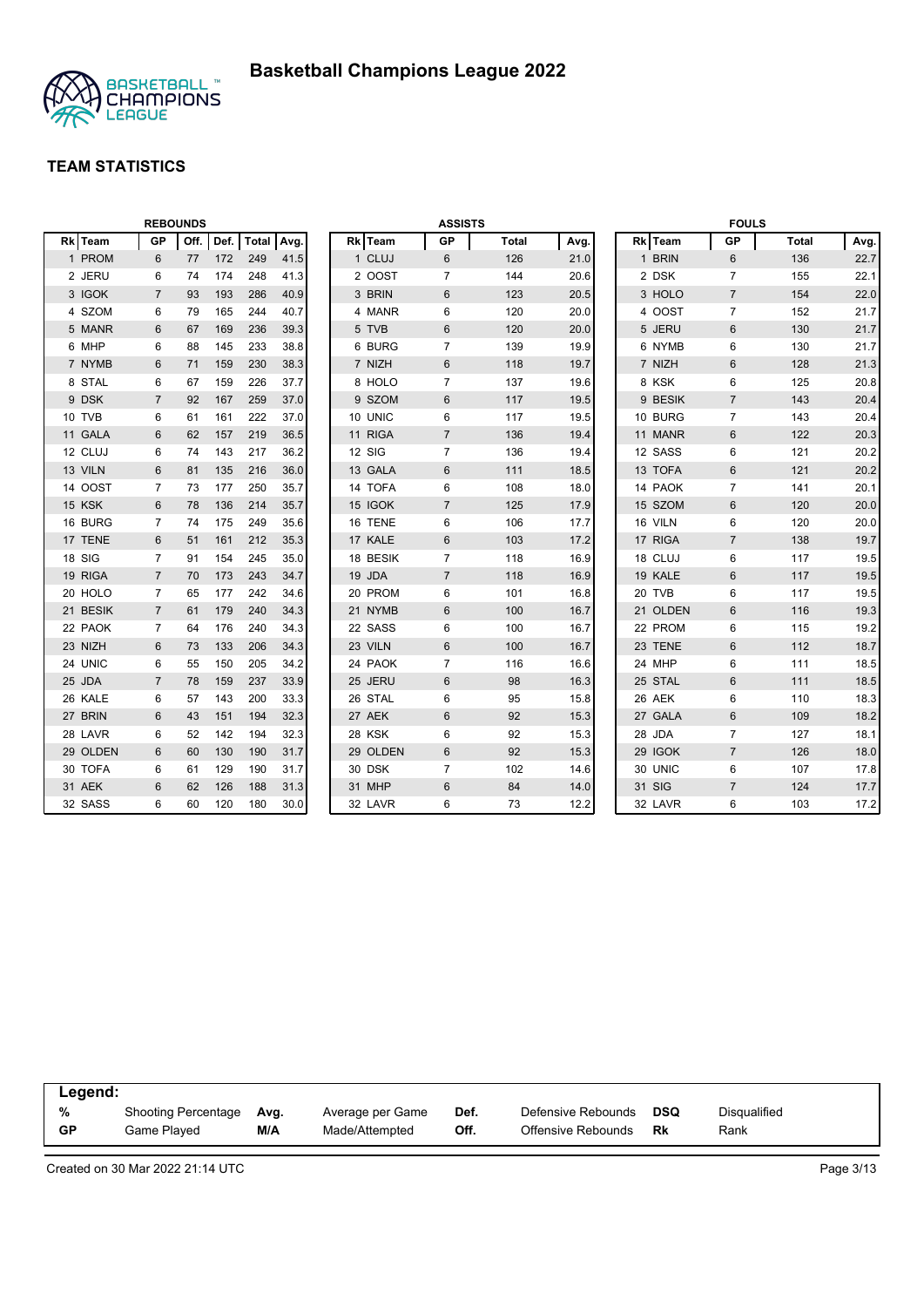# Basketball Champions League 2022

## TEAM STATISTICS

### REBOUNDS

| Rk | Team | GP | Off. | Def. | Total | Avg. |
|---|---|---|---|---|---|---|
| 1 | PROM | 6 | 77 | 172 | 249 | 41.5 |
| 2 | JERU | 6 | 74 | 174 | 248 | 41.3 |
| 3 | IGOK | 7 | 93 | 193 | 286 | 40.9 |
| 4 | SZOM | 6 | 79 | 165 | 244 | 40.7 |
| 5 | MANR | 6 | 67 | 169 | 236 | 39.3 |
| 6 | MHP | 6 | 88 | 145 | 233 | 38.8 |
| 7 | NYMB | 6 | 71 | 159 | 230 | 38.3 |
| 8 | STAL | 6 | 67 | 159 | 226 | 37.7 |
| 9 | DSK | 7 | 92 | 167 | 259 | 37.0 |
| 10 | TVB | 6 | 61 | 161 | 222 | 37.0 |
| 11 | GALA | 6 | 62 | 157 | 219 | 36.5 |
| 12 | CLUJ | 6 | 74 | 143 | 217 | 36.2 |
| 13 | VILN | 6 | 81 | 135 | 216 | 36.0 |
| 14 | OOST | 7 | 73 | 177 | 250 | 35.7 |
| 15 | KSK | 6 | 78 | 136 | 214 | 35.7 |
| 16 | BURG | 7 | 74 | 175 | 249 | 35.6 |
| 17 | TENE | 6 | 51 | 161 | 212 | 35.3 |
| 18 | SIG | 7 | 91 | 154 | 245 | 35.0 |
| 19 | RIGA | 7 | 70 | 173 | 243 | 34.7 |
| 20 | HOLO | 7 | 65 | 177 | 242 | 34.6 |
| 21 | BESIK | 7 | 61 | 179 | 240 | 34.3 |
| 22 | PAOK | 7 | 64 | 176 | 240 | 34.3 |
| 23 | NIZH | 6 | 73 | 133 | 206 | 34.3 |
| 24 | UNIC | 6 | 55 | 150 | 205 | 34.2 |
| 25 | JDA | 7 | 78 | 159 | 237 | 33.9 |
| 26 | KALE | 6 | 57 | 143 | 200 | 33.3 |
| 27 | BRIN | 6 | 43 | 151 | 194 | 32.3 |
| 28 | LAVR | 6 | 52 | 142 | 194 | 32.3 |
| 29 | OLDEN | 6 | 60 | 130 | 190 | 31.7 |
| 30 | TOFA | 6 | 61 | 129 | 190 | 31.7 |
| 31 | AEK | 6 | 62 | 126 | 188 | 31.3 |
| 32 | SASS | 6 | 60 | 120 | 180 | 30.0 |

### ASSISTS

| Rk | Team | GP | Total | Avg. |
|---|---|---|---|---|
| 1 | CLUJ | 6 | 126 | 21.0 |
| 2 | OOST | 7 | 144 | 20.6 |
| 3 | BRIN | 6 | 123 | 20.5 |
| 4 | MANR | 6 | 120 | 20.0 |
| 5 | TVB | 6 | 120 | 20.0 |
| 6 | BURG | 7 | 139 | 19.9 |
| 7 | NIZH | 6 | 118 | 19.7 |
| 8 | HOLO | 7 | 137 | 19.6 |
| 9 | SZOM | 6 | 117 | 19.5 |
| 10 | UNIC | 6 | 117 | 19.5 |
| 11 | RIGA | 7 | 136 | 19.4 |
| 12 | SIG | 7 | 136 | 19.4 |
| 13 | GALA | 6 | 111 | 18.5 |
| 14 | TOFA | 6 | 108 | 18.0 |
| 15 | IGOK | 7 | 125 | 17.9 |
| 16 | TENE | 6 | 106 | 17.7 |
| 17 | KALE | 6 | 103 | 17.2 |
| 18 | BESIK | 7 | 118 | 16.9 |
| 19 | JDA | 7 | 118 | 16.9 |
| 20 | PROM | 6 | 101 | 16.8 |
| 21 | NYMB | 6 | 100 | 16.7 |
| 22 | SASS | 6 | 100 | 16.7 |
| 23 | VILN | 6 | 100 | 16.7 |
| 24 | PAOK | 7 | 116 | 16.6 |
| 25 | JERU | 6 | 98 | 16.3 |
| 26 | STAL | 6 | 95 | 15.8 |
| 27 | AEK | 6 | 92 | 15.3 |
| 28 | KSK | 6 | 92 | 15.3 |
| 29 | OLDEN | 6 | 92 | 15.3 |
| 30 | DSK | 7 | 102 | 14.6 |
| 31 | MHP | 6 | 84 | 14.0 |
| 32 | LAVR | 6 | 73 | 12.2 |

### FOULS

| Rk | Team | GP | Total | Avg. |
|---|---|---|---|---|
| 1 | BRIN | 6 | 136 | 22.7 |
| 2 | DSK | 7 | 155 | 22.1 |
| 3 | HOLO | 7 | 154 | 22.0 |
| 4 | OOST | 7 | 152 | 21.7 |
| 5 | JERU | 6 | 130 | 21.7 |
| 6 | NYMB | 6 | 130 | 21.7 |
| 7 | NIZH | 6 | 128 | 21.3 |
| 8 | KSK | 6 | 125 | 20.8 |
| 9 | BESIK | 7 | 143 | 20.4 |
| 10 | BURG | 7 | 143 | 20.4 |
| 11 | MANR | 6 | 122 | 20.3 |
| 12 | SASS | 6 | 121 | 20.2 |
| 13 | TOFA | 6 | 121 | 20.2 |
| 14 | PAOK | 7 | 141 | 20.1 |
| 15 | SZOM | 6 | 120 | 20.0 |
| 16 | VILN | 6 | 120 | 20.0 |
| 17 | RIGA | 7 | 138 | 19.7 |
| 18 | CLUJ | 6 | 117 | 19.5 |
| 19 | KALE | 6 | 117 | 19.5 |
| 20 | TVB | 6 | 117 | 19.5 |
| 21 | OLDEN | 6 | 116 | 19.3 |
| 22 | PROM | 6 | 115 | 19.2 |
| 23 | TENE | 6 | 112 | 18.7 |
| 24 | MHP | 6 | 111 | 18.5 |
| 25 | STAL | 6 | 111 | 18.5 |
| 26 | AEK | 6 | 110 | 18.3 |
| 27 | GALA | 6 | 109 | 18.2 |
| 28 | JDA | 7 | 127 | 18.1 |
| 29 | IGOK | 7 | 126 | 18.0 |
| 30 | UNIC | 6 | 107 | 17.8 |
| 31 | SIG | 7 | 124 | 17.7 |
| 32 | LAVR | 6 | 103 | 17.2 |

**Legend:**

| | | | | | | | |
|---|---|---|---|---|---|---|---|
| **%** | Shooting Percentage | **Avg.** | Average per Game | **Def.** | Defensive Rebounds | **DSQ** | Disqualified |
| **GP** | Game Played | **M/A** | Made/Attempted | **Off.** | Offensive Rebounds | **Rk** | Rank |

Created on 30 Mar 2022 21:14 UTC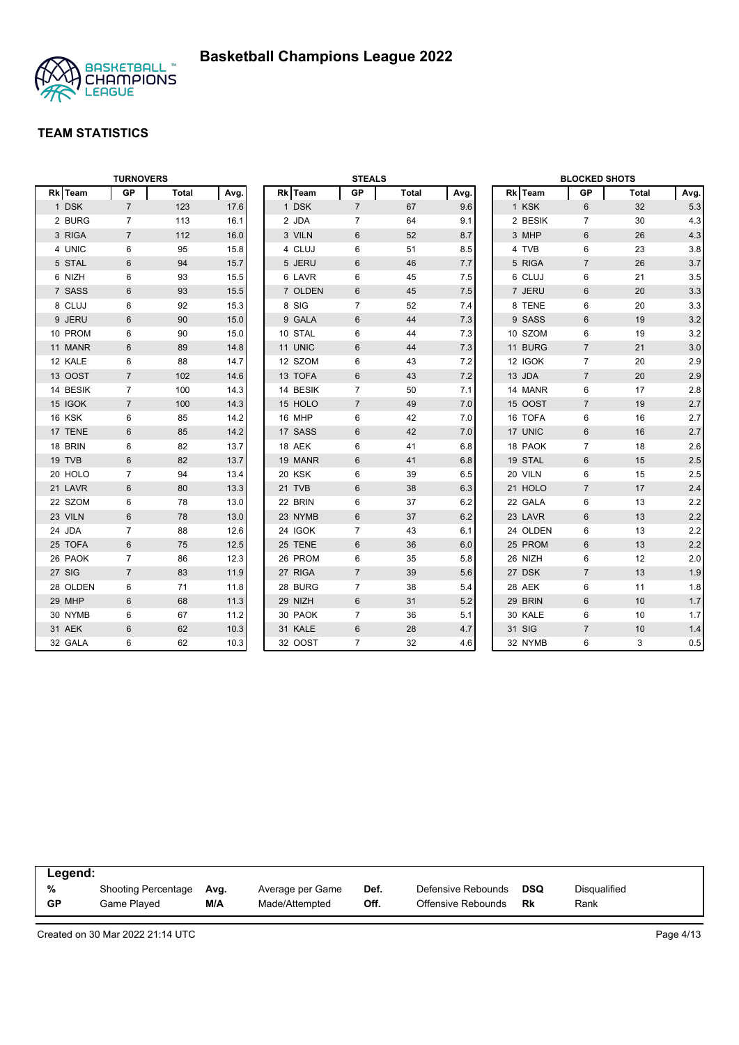# Basketball Champions League 2022

## TEAM STATISTICS

### TURNOVERS

| Rk | Team | GP | Total | Avg. |
|---|---|---|---|---|
| 1 | DSK | 7 | 123 | 17.6 |
| 2 | BURG | 7 | 113 | 16.1 |
| 3 | RIGA | 7 | 112 | 16.0 |
| 4 | UNIC | 6 | 95 | 15.8 |
| 5 | STAL | 6 | 94 | 15.7 |
| 6 | NIZH | 6 | 93 | 15.5 |
| 7 | SASS | 6 | 93 | 15.5 |
| 8 | CLUJ | 6 | 92 | 15.3 |
| 9 | JERU | 6 | 90 | 15.0 |
| 10 | PROM | 6 | 90 | 15.0 |
| 11 | MANR | 6 | 89 | 14.8 |
| 12 | KALE | 6 | 88 | 14.7 |
| 13 | OOST | 7 | 102 | 14.6 |
| 14 | BESIK | 7 | 100 | 14.3 |
| 15 | IGOK | 7 | 100 | 14.3 |
| 16 | KSK | 6 | 85 | 14.2 |
| 17 | TENE | 6 | 85 | 14.2 |
| 18 | BRIN | 6 | 82 | 13.7 |
| 19 | TVB | 6 | 82 | 13.7 |
| 20 | HOLO | 7 | 94 | 13.4 |
| 21 | LAVR | 6 | 80 | 13.3 |
| 22 | SZOM | 6 | 78 | 13.0 |
| 23 | VILN | 6 | 78 | 13.0 |
| 24 | JDA | 7 | 88 | 12.6 |
| 25 | TOFA | 6 | 75 | 12.5 |
| 26 | PAOK | 7 | 86 | 12.3 |
| 27 | SIG | 7 | 83 | 11.9 |
| 28 | OLDEN | 6 | 71 | 11.8 |
| 29 | MHP | 6 | 68 | 11.3 |
| 30 | NYMB | 6 | 67 | 11.2 |
| 31 | AEK | 6 | 62 | 10.3 |
| 32 | GALA | 6 | 62 | 10.3 |

### STEALS

| Rk | Team | GP | Total | Avg. |
|---|---|---|---|---|
| 1 | DSK | 7 | 67 | 9.6 |
| 2 | JDA | 7 | 64 | 9.1 |
| 3 | VILN | 6 | 52 | 8.7 |
| 4 | CLUJ | 6 | 51 | 8.5 |
| 5 | JERU | 6 | 46 | 7.7 |
| 6 | LAVR | 6 | 45 | 7.5 |
| 7 | OLDEN | 6 | 45 | 7.5 |
| 8 | SIG | 7 | 52 | 7.4 |
| 9 | GALA | 6 | 44 | 7.3 |
| 10 | STAL | 6 | 44 | 7.3 |
| 11 | UNIC | 6 | 44 | 7.3 |
| 12 | SZOM | 6 | 43 | 7.2 |
| 13 | TOFA | 6 | 43 | 7.2 |
| 14 | BESIK | 7 | 50 | 7.1 |
| 15 | HOLO | 7 | 49 | 7.0 |
| 16 | MHP | 6 | 42 | 7.0 |
| 17 | SASS | 6 | 42 | 7.0 |
| 18 | AEK | 6 | 41 | 6.8 |
| 19 | MANR | 6 | 41 | 6.8 |
| 20 | KSK | 6 | 39 | 6.5 |
| 21 | TVB | 6 | 38 | 6.3 |
| 22 | BRIN | 6 | 37 | 6.2 |
| 23 | NYMB | 6 | 37 | 6.2 |
| 24 | IGOK | 7 | 43 | 6.1 |
| 25 | TENE | 6 | 36 | 6.0 |
| 26 | PROM | 6 | 35 | 5.8 |
| 27 | RIGA | 7 | 39 | 5.6 |
| 28 | BURG | 7 | 38 | 5.4 |
| 29 | NIZH | 6 | 31 | 5.2 |
| 30 | PAOK | 7 | 36 | 5.1 |
| 31 | KALE | 6 | 28 | 4.7 |
| 32 | OOST | 7 | 32 | 4.6 |

### BLOCKED SHOTS

| Rk | Team | GP | Total | Avg. |
|---|---|---|---|---|
| 1 | KSK | 6 | 32 | 5.3 |
| 2 | BESIK | 7 | 30 | 4.3 |
| 3 | MHP | 6 | 26 | 4.3 |
| 4 | TVB | 6 | 23 | 3.8 |
| 5 | RIGA | 7 | 26 | 3.7 |
| 6 | CLUJ | 6 | 21 | 3.5 |
| 7 | JERU | 6 | 20 | 3.3 |
| 8 | TENE | 6 | 20 | 3.3 |
| 9 | SASS | 6 | 19 | 3.2 |
| 10 | SZOM | 6 | 19 | 3.2 |
| 11 | BURG | 7 | 21 | 3.0 |
| 12 | IGOK | 7 | 20 | 2.9 |
| 13 | JDA | 7 | 20 | 2.9 |
| 14 | MANR | 6 | 17 | 2.8 |
| 15 | OOST | 7 | 19 | 2.7 |
| 16 | TOFA | 6 | 16 | 2.7 |
| 17 | UNIC | 6 | 16 | 2.7 |
| 18 | PAOK | 7 | 18 | 2.6 |
| 19 | STAL | 6 | 15 | 2.5 |
| 20 | VILN | 6 | 15 | 2.5 |
| 21 | HOLO | 7 | 17 | 2.4 |
| 22 | GALA | 6 | 13 | 2.2 |
| 23 | LAVR | 6 | 13 | 2.2 |
| 24 | OLDEN | 6 | 13 | 2.2 |
| 25 | PROM | 6 | 13 | 2.2 |
| 26 | NIZH | 6 | 12 | 2.0 |
| 27 | DSK | 7 | 13 | 1.9 |
| 28 | AEK | 6 | 11 | 1.8 |
| 29 | BRIN | 6 | 10 | 1.7 |
| 30 | KALE | 6 | 10 | 1.7 |
| 31 | SIG | 7 | 10 | 1.4 |
| 32 | NYMB | 6 | 3 | 0.5 |

**Legend:**

| | | | | | | | |
|---|---|---|---|---|---|---|---|
| **%** | Shooting Percentage | **Avg.** | Average per Game | **Def.** | Defensive Rebounds | **DSQ** | Disqualified |
| **GP** | Game Played | **M/A** | Made/Attempted | **Off.** | Offensive Rebounds | **Rk** | Rank |

Created on 30 Mar 2022 21:14 UTC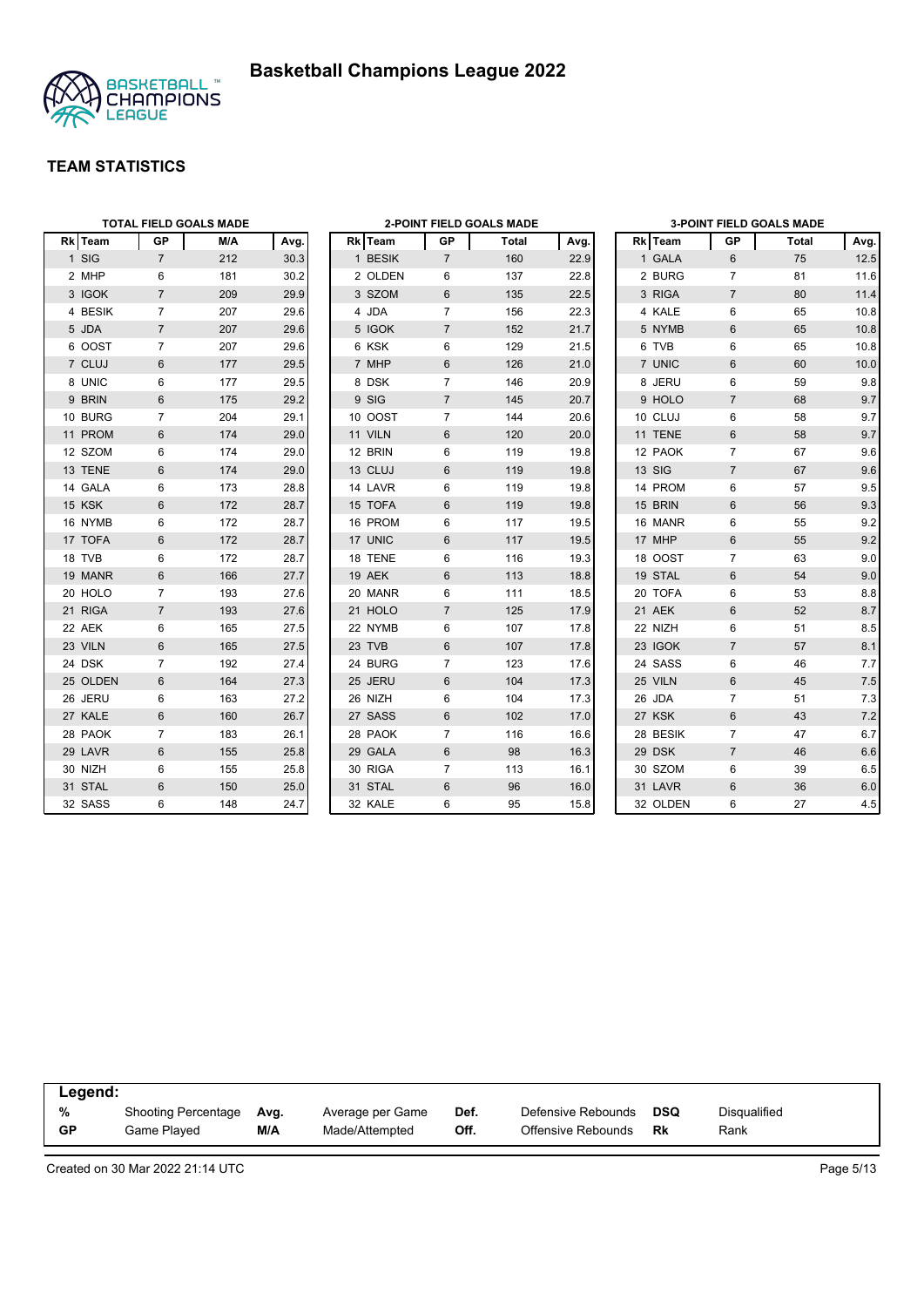# Basketball Champions League 2022

## TEAM STATISTICS

### TOTAL FIELD GOALS MADE

| Rk | Team | GP | M/A | Avg. |
|---|---|---|---|---|
| 1 | SIG | 7 | 212 | 30.3 |
| 2 | MHP | 6 | 181 | 30.2 |
| 3 | IGOK | 7 | 209 | 29.9 |
| 4 | BESIK | 7 | 207 | 29.6 |
| 5 | JDA | 7 | 207 | 29.6 |
| 6 | OOST | 7 | 207 | 29.6 |
| 7 | CLUJ | 6 | 177 | 29.5 |
| 8 | UNIC | 6 | 177 | 29.5 |
| 9 | BRIN | 6 | 175 | 29.2 |
| 10 | BURG | 7 | 204 | 29.1 |
| 11 | PROM | 6 | 174 | 29.0 |
| 12 | SZOM | 6 | 174 | 29.0 |
| 13 | TENE | 6 | 174 | 29.0 |
| 14 | GALA | 6 | 173 | 28.8 |
| 15 | KSK | 6 | 172 | 28.7 |
| 16 | NYMB | 6 | 172 | 28.7 |
| 17 | TOFA | 6 | 172 | 28.7 |
| 18 | TVB | 6 | 172 | 28.7 |
| 19 | MANR | 6 | 166 | 27.7 |
| 20 | HOLO | 7 | 193 | 27.6 |
| 21 | RIGA | 7 | 193 | 27.6 |
| 22 | AEK | 6 | 165 | 27.5 |
| 23 | VILN | 6 | 165 | 27.5 |
| 24 | DSK | 7 | 192 | 27.4 |
| 25 | OLDEN | 6 | 164 | 27.3 |
| 26 | JERU | 6 | 163 | 27.2 |
| 27 | KALE | 6 | 160 | 26.7 |
| 28 | PAOK | 7 | 183 | 26.1 |
| 29 | LAVR | 6 | 155 | 25.8 |
| 30 | NIZH | 6 | 155 | 25.8 |
| 31 | STAL | 6 | 150 | 25.0 |
| 32 | SASS | 6 | 148 | 24.7 |

### 2-POINT FIELD GOALS MADE

| Rk | Team | GP | Total | Avg. |
|---|---|---|---|---|
| 1 | BESIK | 7 | 160 | 22.9 |
| 2 | OLDEN | 6 | 137 | 22.8 |
| 3 | SZOM | 6 | 135 | 22.5 |
| 4 | JDA | 7 | 156 | 22.3 |
| 5 | IGOK | 7 | 152 | 21.7 |
| 6 | KSK | 6 | 129 | 21.5 |
| 7 | MHP | 6 | 126 | 21.0 |
| 8 | DSK | 7 | 146 | 20.9 |
| 9 | SIG | 7 | 145 | 20.7 |
| 10 | OOST | 7 | 144 | 20.6 |
| 11 | VILN | 6 | 120 | 20.0 |
| 12 | BRIN | 6 | 119 | 19.8 |
| 13 | CLUJ | 6 | 119 | 19.8 |
| 14 | LAVR | 6 | 119 | 19.8 |
| 15 | TOFA | 6 | 119 | 19.8 |
| 16 | PROM | 6 | 117 | 19.5 |
| 17 | UNIC | 6 | 117 | 19.5 |
| 18 | TENE | 6 | 116 | 19.3 |
| 19 | AEK | 6 | 113 | 18.8 |
| 20 | MANR | 6 | 111 | 18.5 |
| 21 | HOLO | 7 | 125 | 17.9 |
| 22 | NYMB | 6 | 107 | 17.8 |
| 23 | TVB | 6 | 107 | 17.8 |
| 24 | BURG | 7 | 123 | 17.6 |
| 25 | JERU | 6 | 104 | 17.3 |
| 26 | NIZH | 6 | 104 | 17.3 |
| 27 | SASS | 6 | 102 | 17.0 |
| 28 | PAOK | 7 | 116 | 16.6 |
| 29 | GALA | 6 | 98 | 16.3 |
| 30 | RIGA | 7 | 113 | 16.1 |
| 31 | STAL | 6 | 96 | 16.0 |
| 32 | KALE | 6 | 95 | 15.8 |

### 3-POINT FIELD GOALS MADE

| Rk | Team | GP | Total | Avg. |
|---|---|---|---|---|
| 1 | GALA | 6 | 75 | 12.5 |
| 2 | BURG | 7 | 81 | 11.6 |
| 3 | RIGA | 7 | 80 | 11.4 |
| 4 | KALE | 6 | 65 | 10.8 |
| 5 | NYMB | 6 | 65 | 10.8 |
| 6 | TVB | 6 | 65 | 10.8 |
| 7 | UNIC | 6 | 60 | 10.0 |
| 8 | JERU | 6 | 59 | 9.8 |
| 9 | HOLO | 7 | 68 | 9.7 |
| 10 | CLUJ | 6 | 58 | 9.7 |
| 11 | TENE | 6 | 58 | 9.7 |
| 12 | PAOK | 7 | 67 | 9.6 |
| 13 | SIG | 7 | 67 | 9.6 |
| 14 | PROM | 6 | 57 | 9.5 |
| 15 | BRIN | 6 | 56 | 9.3 |
| 16 | MANR | 6 | 55 | 9.2 |
| 17 | MHP | 6 | 55 | 9.2 |
| 18 | OOST | 7 | 63 | 9.0 |
| 19 | STAL | 6 | 54 | 9.0 |
| 20 | TOFA | 6 | 53 | 8.8 |
| 21 | AEK | 6 | 52 | 8.7 |
| 22 | NIZH | 6 | 51 | 8.5 |
| 23 | IGOK | 7 | 57 | 8.1 |
| 24 | SASS | 6 | 46 | 7.7 |
| 25 | VILN | 6 | 45 | 7.5 |
| 26 | JDA | 7 | 51 | 7.3 |
| 27 | KSK | 6 | 43 | 7.2 |
| 28 | BESIK | 7 | 47 | 6.7 |
| 29 | DSK | 7 | 46 | 6.6 |
| 30 | SZOM | 6 | 39 | 6.5 |
| 31 | LAVR | 6 | 36 | 6.0 |
| 32 | OLDEN | 6 | 27 | 4.5 |

**Legend:**

| | | | | | | | |
|---|---|---|---|---|---|---|---|
| **%** | Shooting Percentage | **Avg.** | Average per Game | **Def.** | Defensive Rebounds | **DSQ** | Disqualified |
| **GP** | Game Played | **M/A** | Made/Attempted | **Off.** | Offensive Rebounds | **Rk** | Rank |

Created on 30 Mar 2022 21:14 UTC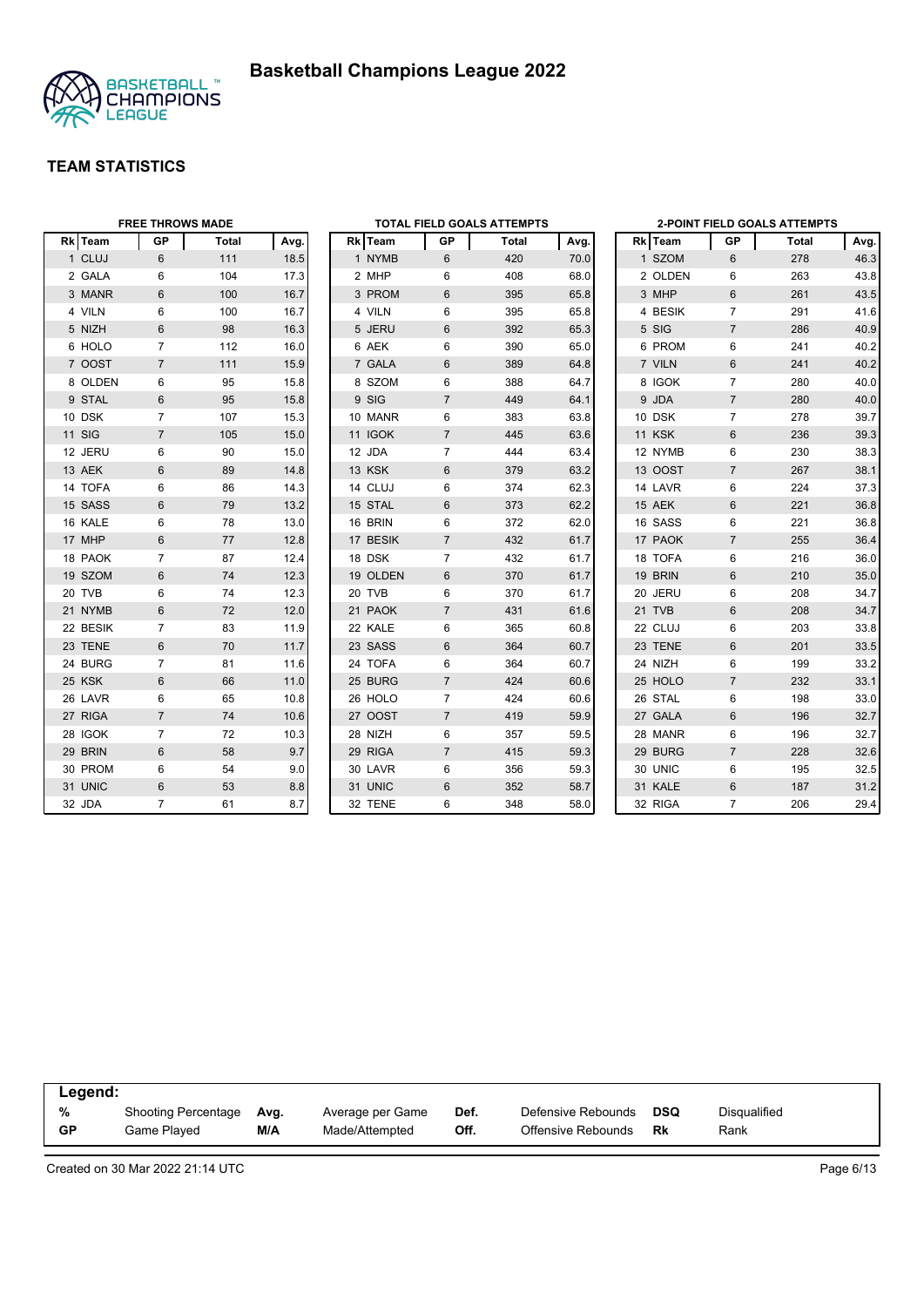# Basketball Champions League 2022

## TEAM STATISTICS

### FREE THROWS MADE

| Rk | Team | GP | Total | Avg. |
|---|---|---|---|---|
| 1 | CLUJ | 6 | 111 | 18.5 |
| 2 | GALA | 6 | 104 | 17.3 |
| 3 | MANR | 6 | 100 | 16.7 |
| 4 | VILN | 6 | 100 | 16.7 |
| 5 | NIZH | 6 | 98 | 16.3 |
| 6 | HOLO | 7 | 112 | 16.0 |
| 7 | OOST | 7 | 111 | 15.9 |
| 8 | OLDEN | 6 | 95 | 15.8 |
| 9 | STAL | 6 | 95 | 15.8 |
| 10 | DSK | 7 | 107 | 15.3 |
| 11 | SIG | 7 | 105 | 15.0 |
| 12 | JERU | 6 | 90 | 15.0 |
| 13 | AEK | 6 | 89 | 14.8 |
| 14 | TOFA | 6 | 86 | 14.3 |
| 15 | SASS | 6 | 79 | 13.2 |
| 16 | KALE | 6 | 78 | 13.0 |
| 17 | MHP | 6 | 77 | 12.8 |
| 18 | PAOK | 7 | 87 | 12.4 |
| 19 | SZOM | 6 | 74 | 12.3 |
| 20 | TVB | 6 | 74 | 12.3 |
| 21 | NYMB | 6 | 72 | 12.0 |
| 22 | BESIK | 7 | 83 | 11.9 |
| 23 | TENE | 6 | 70 | 11.7 |
| 24 | BURG | 7 | 81 | 11.6 |
| 25 | KSK | 6 | 66 | 11.0 |
| 26 | LAVR | 6 | 65 | 10.8 |
| 27 | RIGA | 7 | 74 | 10.6 |
| 28 | IGOK | 7 | 72 | 10.3 |
| 29 | BRIN | 6 | 58 | 9.7 |
| 30 | PROM | 6 | 54 | 9.0 |
| 31 | UNIC | 6 | 53 | 8.8 |
| 32 | JDA | 7 | 61 | 8.7 |

### TOTAL FIELD GOALS ATTEMPTS

| Rk | Team | GP | Total | Avg. |
|---|---|---|---|---|
| 1 | NYMB | 6 | 420 | 70.0 |
| 2 | MHP | 6 | 408 | 68.0 |
| 3 | PROM | 6 | 395 | 65.8 |
| 4 | VILN | 6 | 395 | 65.8 |
| 5 | JERU | 6 | 392 | 65.3 |
| 6 | AEK | 6 | 390 | 65.0 |
| 7 | GALA | 6 | 389 | 64.8 |
| 8 | SZOM | 6 | 388 | 64.7 |
| 9 | SIG | 7 | 449 | 64.1 |
| 10 | MANR | 6 | 383 | 63.8 |
| 11 | IGOK | 7 | 445 | 63.6 |
| 12 | JDA | 7 | 444 | 63.4 |
| 13 | KSK | 6 | 379 | 63.2 |
| 14 | CLUJ | 6 | 374 | 62.3 |
| 15 | STAL | 6 | 373 | 62.2 |
| 16 | BRIN | 6 | 372 | 62.0 |
| 17 | BESIK | 7 | 432 | 61.7 |
| 18 | DSK | 7 | 432 | 61.7 |
| 19 | OLDEN | 6 | 370 | 61.7 |
| 20 | TVB | 6 | 370 | 61.7 |
| 21 | PAOK | 7 | 431 | 61.6 |
| 22 | KALE | 6 | 365 | 60.8 |
| 23 | SASS | 6 | 364 | 60.7 |
| 24 | TOFA | 6 | 364 | 60.7 |
| 25 | BURG | 7 | 424 | 60.6 |
| 26 | HOLO | 7 | 424 | 60.6 |
| 27 | OOST | 7 | 419 | 59.9 |
| 28 | NIZH | 6 | 357 | 59.5 |
| 29 | RIGA | 7 | 415 | 59.3 |
| 30 | LAVR | 6 | 356 | 59.3 |
| 31 | UNIC | 6 | 352 | 58.7 |
| 32 | TENE | 6 | 348 | 58.0 |

### 2-POINT FIELD GOALS ATTEMPTS

| Rk | Team | GP | Total | Avg. |
|---|---|---|---|---|
| 1 | SZOM | 6 | 278 | 46.3 |
| 2 | OLDEN | 6 | 263 | 43.8 |
| 3 | MHP | 6 | 261 | 43.5 |
| 4 | BESIK | 7 | 291 | 41.6 |
| 5 | SIG | 7 | 286 | 40.9 |
| 6 | PROM | 6 | 241 | 40.2 |
| 7 | VILN | 6 | 241 | 40.2 |
| 8 | IGOK | 7 | 280 | 40.0 |
| 9 | JDA | 7 | 280 | 40.0 |
| 10 | DSK | 7 | 278 | 39.7 |
| 11 | KSK | 6 | 236 | 39.3 |
| 12 | NYMB | 6 | 230 | 38.3 |
| 13 | OOST | 7 | 267 | 38.1 |
| 14 | LAVR | 6 | 224 | 37.3 |
| 15 | AEK | 6 | 221 | 36.8 |
| 16 | SASS | 6 | 221 | 36.8 |
| 17 | PAOK | 7 | 255 | 36.4 |
| 18 | TOFA | 6 | 216 | 36.0 |
| 19 | BRIN | 6 | 210 | 35.0 |
| 20 | JERU | 6 | 208 | 34.7 |
| 21 | TVB | 6 | 208 | 34.7 |
| 22 | CLUJ | 6 | 203 | 33.8 |
| 23 | TENE | 6 | 201 | 33.5 |
| 24 | NIZH | 6 | 199 | 33.2 |
| 25 | HOLO | 7 | 232 | 33.1 |
| 26 | STAL | 6 | 198 | 33.0 |
| 27 | GALA | 6 | 196 | 32.7 |
| 28 | MANR | 6 | 196 | 32.7 |
| 29 | BURG | 7 | 228 | 32.6 |
| 30 | UNIC | 6 | 195 | 32.5 |
| 31 | KALE | 6 | 187 | 31.2 |
| 32 | RIGA | 7 | 206 | 29.4 |

**Legend:**

| | | | | | | | |
|---|---|---|---|---|---|---|---|
| **%** | Shooting Percentage | **Avg.** | Average per Game | **Def.** | Defensive Rebounds | **DSQ** | Disqualified |
| **GP** | Game Played | **M/A** | Made/Attempted | **Off.** | Offensive Rebounds | **Rk** | Rank |

Created on 30 Mar 2022 21:14 UTC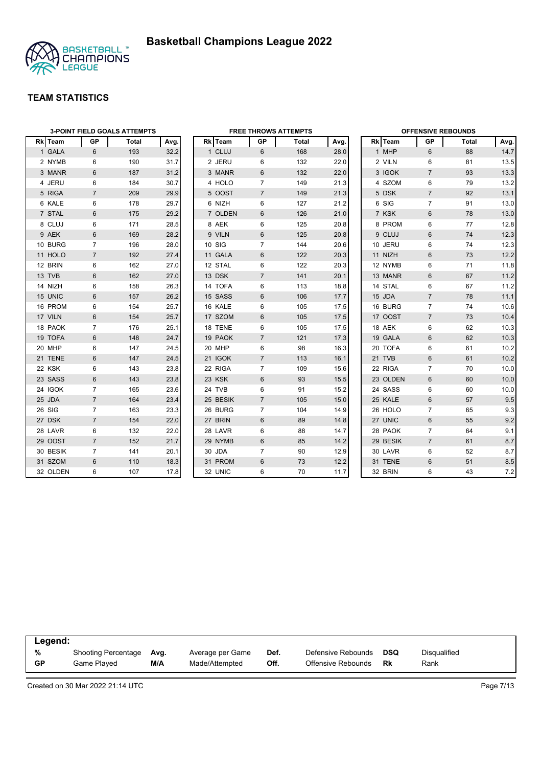# Basketball Champions League 2022

## TEAM STATISTICS

### 3-POINT FIELD GOALS ATTEMPTS

| Rk | Team | GP | Total | Avg. |
|---|---|---|---|---|
| 1 | GALA | 6 | 193 | 32.2 |
| 2 | NYMB | 6 | 190 | 31.7 |
| 3 | MANR | 6 | 187 | 31.2 |
| 4 | JERU | 6 | 184 | 30.7 |
| 5 | RIGA | 7 | 209 | 29.9 |
| 6 | KALE | 6 | 178 | 29.7 |
| 7 | STAL | 6 | 175 | 29.2 |
| 8 | CLUJ | 6 | 171 | 28.5 |
| 9 | AEK | 6 | 169 | 28.2 |
| 10 | BURG | 7 | 196 | 28.0 |
| 11 | HOLO | 7 | 192 | 27.4 |
| 12 | BRIN | 6 | 162 | 27.0 |
| 13 | TVB | 6 | 162 | 27.0 |
| 14 | NIZH | 6 | 158 | 26.3 |
| 15 | UNIC | 6 | 157 | 26.2 |
| 16 | PROM | 6 | 154 | 25.7 |
| 17 | VILN | 6 | 154 | 25.7 |
| 18 | PAOK | 7 | 176 | 25.1 |
| 19 | TOFA | 6 | 148 | 24.7 |
| 20 | MHP | 6 | 147 | 24.5 |
| 21 | TENE | 6 | 147 | 24.5 |
| 22 | KSK | 6 | 143 | 23.8 |
| 23 | SASS | 6 | 143 | 23.8 |
| 24 | IGOK | 7 | 165 | 23.6 |
| 25 | JDA | 7 | 164 | 23.4 |
| 26 | SIG | 7 | 163 | 23.3 |
| 27 | DSK | 7 | 154 | 22.0 |
| 28 | LAVR | 6 | 132 | 22.0 |
| 29 | OOST | 7 | 152 | 21.7 |
| 30 | BESIK | 7 | 141 | 20.1 |
| 31 | SZOM | 6 | 110 | 18.3 |
| 32 | OLDEN | 6 | 107 | 17.8 |

### FREE THROWS ATTEMPTS

| Rk | Team | GP | Total | Avg. |
|---|---|---|---|---|
| 1 | CLUJ | 6 | 168 | 28.0 |
| 2 | JERU | 6 | 132 | 22.0 |
| 3 | MANR | 6 | 132 | 22.0 |
| 4 | HOLO | 7 | 149 | 21.3 |
| 5 | OOST | 7 | 149 | 21.3 |
| 6 | NIZH | 6 | 127 | 21.2 |
| 7 | OLDEN | 6 | 126 | 21.0 |
| 8 | AEK | 6 | 125 | 20.8 |
| 9 | VILN | 6 | 125 | 20.8 |
| 10 | SIG | 7 | 144 | 20.6 |
| 11 | GALA | 6 | 122 | 20.3 |
| 12 | STAL | 6 | 122 | 20.3 |
| 13 | DSK | 7 | 141 | 20.1 |
| 14 | TOFA | 6 | 113 | 18.8 |
| 15 | SASS | 6 | 106 | 17.7 |
| 16 | KALE | 6 | 105 | 17.5 |
| 17 | SZOM | 6 | 105 | 17.5 |
| 18 | TENE | 6 | 105 | 17.5 |
| 19 | PAOK | 7 | 121 | 17.3 |
| 20 | MHP | 6 | 98 | 16.3 |
| 21 | IGOK | 7 | 113 | 16.1 |
| 22 | RIGA | 7 | 109 | 15.6 |
| 23 | KSK | 6 | 93 | 15.5 |
| 24 | TVB | 6 | 91 | 15.2 |
| 25 | BESIK | 7 | 105 | 15.0 |
| 26 | BURG | 7 | 104 | 14.9 |
| 27 | BRIN | 6 | 89 | 14.8 |
| 28 | LAVR | 6 | 88 | 14.7 |
| 29 | NYMB | 6 | 85 | 14.2 |
| 30 | JDA | 7 | 90 | 12.9 |
| 31 | PROM | 6 | 73 | 12.2 |
| 32 | UNIC | 6 | 70 | 11.7 |

### OFFENSIVE REBOUNDS

| Rk | Team | GP | Total | Avg. |
|---|---|---|---|---|
| 1 | MHP | 6 | 88 | 14.7 |
| 2 | VILN | 6 | 81 | 13.5 |
| 3 | IGOK | 7 | 93 | 13.3 |
| 4 | SZOM | 6 | 79 | 13.2 |
| 5 | DSK | 7 | 92 | 13.1 |
| 6 | SIG | 7 | 91 | 13.0 |
| 7 | KSK | 6 | 78 | 13.0 |
| 8 | PROM | 6 | 77 | 12.8 |
| 9 | CLUJ | 6 | 74 | 12.3 |
| 10 | JERU | 6 | 74 | 12.3 |
| 11 | NIZH | 6 | 73 | 12.2 |
| 12 | NYMB | 6 | 71 | 11.8 |
| 13 | MANR | 6 | 67 | 11.2 |
| 14 | STAL | 6 | 67 | 11.2 |
| 15 | JDA | 7 | 78 | 11.1 |
| 16 | BURG | 7 | 74 | 10.6 |
| 17 | OOST | 7 | 73 | 10.4 |
| 18 | AEK | 6 | 62 | 10.3 |
| 19 | GALA | 6 | 62 | 10.3 |
| 20 | TOFA | 6 | 61 | 10.2 |
| 21 | TVB | 6 | 61 | 10.2 |
| 22 | RIGA | 7 | 70 | 10.0 |
| 23 | OLDEN | 6 | 60 | 10.0 |
| 24 | SASS | 6 | 60 | 10.0 |
| 25 | KALE | 6 | 57 | 9.5 |
| 26 | HOLO | 7 | 65 | 9.3 |
| 27 | UNIC | 6 | 55 | 9.2 |
| 28 | PAOK | 7 | 64 | 9.1 |
| 29 | BESIK | 7 | 61 | 8.7 |
| 30 | LAVR | 6 | 52 | 8.7 |
| 31 | TENE | 6 | 51 | 8.5 |
| 32 | BRIN | 6 | 43 | 7.2 |

**Legend:**

| | | | | | | | |
|---|---|---|---|---|---|---|---|
| **%** | Shooting Percentage | **Avg.** | Average per Game | **Def.** | Defensive Rebounds | **DSQ** | Disqualified |
| **GP** | Game Played | **M/A** | Made/Attempted | **Off.** | Offensive Rebounds | **Rk** | Rank |

Created on 30 Mar 2022 21:14 UTC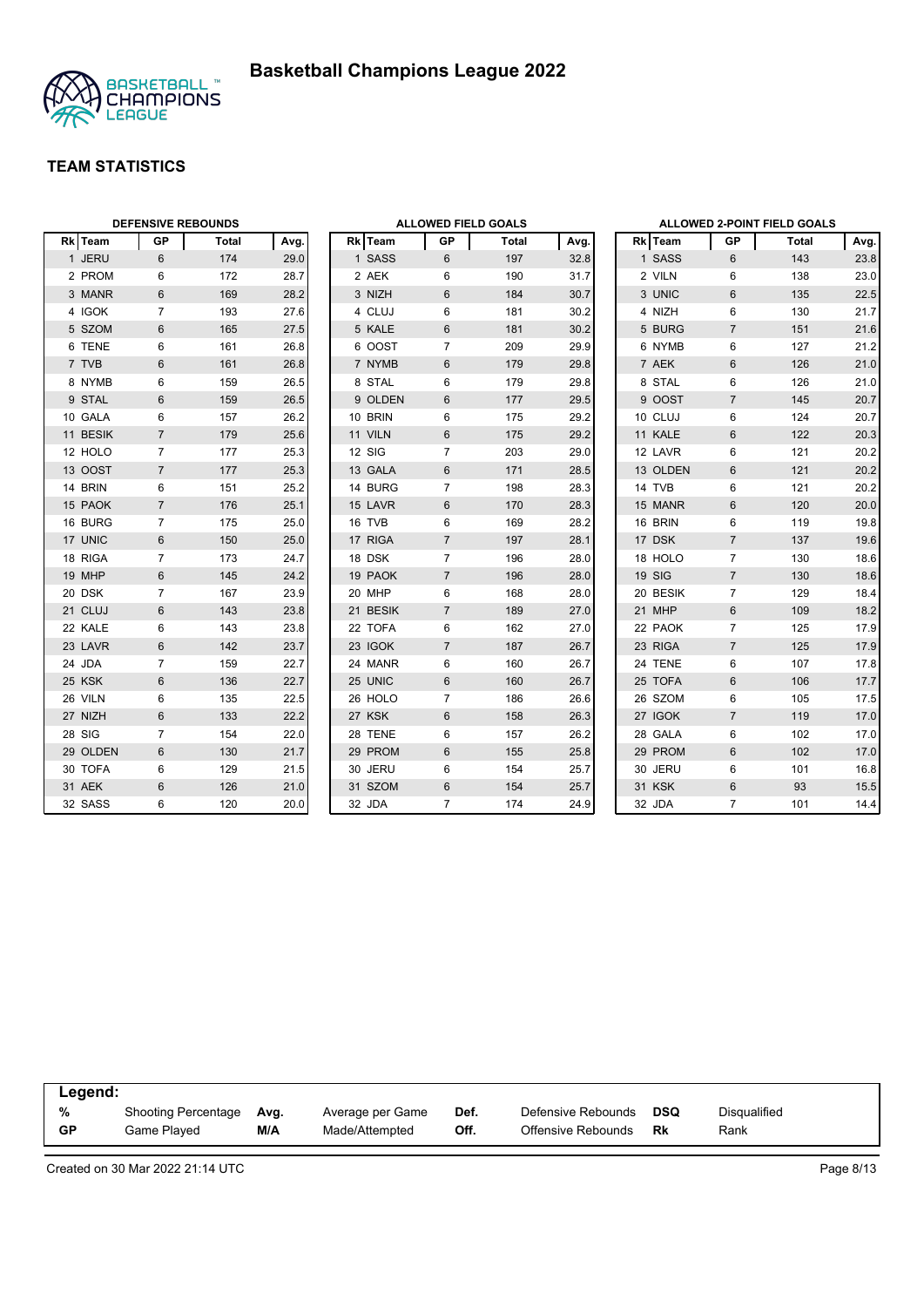# Basketball Champions League 2022

## TEAM STATISTICS

### DEFENSIVE REBOUNDS

| Rk | Team | GP | Total | Avg. |
|---|---|---|---|---|
| 1 | JERU | 6 | 174 | 29.0 |
| 2 | PROM | 6 | 172 | 28.7 |
| 3 | MANR | 6 | 169 | 28.2 |
| 4 | IGOK | 7 | 193 | 27.6 |
| 5 | SZOM | 6 | 165 | 27.5 |
| 6 | TENE | 6 | 161 | 26.8 |
| 7 | TVB | 6 | 161 | 26.8 |
| 8 | NYMB | 6 | 159 | 26.5 |
| 9 | STAL | 6 | 159 | 26.5 |
| 10 | GALA | 6 | 157 | 26.2 |
| 11 | BESIK | 7 | 179 | 25.6 |
| 12 | HOLO | 7 | 177 | 25.3 |
| 13 | OOST | 7 | 177 | 25.3 |
| 14 | BRIN | 6 | 151 | 25.2 |
| 15 | PAOK | 7 | 176 | 25.1 |
| 16 | BURG | 7 | 175 | 25.0 |
| 17 | UNIC | 6 | 150 | 25.0 |
| 18 | RIGA | 7 | 173 | 24.7 |
| 19 | MHP | 6 | 145 | 24.2 |
| 20 | DSK | 7 | 167 | 23.9 |
| 21 | CLUJ | 6 | 143 | 23.8 |
| 22 | KALE | 6 | 143 | 23.8 |
| 23 | LAVR | 6 | 142 | 23.7 |
| 24 | JDA | 7 | 159 | 22.7 |
| 25 | KSK | 6 | 136 | 22.7 |
| 26 | VILN | 6 | 135 | 22.5 |
| 27 | NIZH | 6 | 133 | 22.2 |
| 28 | SIG | 7 | 154 | 22.0 |
| 29 | OLDEN | 6 | 130 | 21.7 |
| 30 | TOFA | 6 | 129 | 21.5 |
| 31 | AEK | 6 | 126 | 21.0 |
| 32 | SASS | 6 | 120 | 20.0 |

### ALLOWED FIELD GOALS

| Rk | Team | GP | Total | Avg. |
|---|---|---|---|---|
| 1 | SASS | 6 | 197 | 32.8 |
| 2 | AEK | 6 | 190 | 31.7 |
| 3 | NIZH | 6 | 184 | 30.7 |
| 4 | CLUJ | 6 | 181 | 30.2 |
| 5 | KALE | 6 | 181 | 30.2 |
| 6 | OOST | 7 | 209 | 29.9 |
| 7 | NYMB | 6 | 179 | 29.8 |
| 8 | STAL | 6 | 179 | 29.8 |
| 9 | OLDEN | 6 | 177 | 29.5 |
| 10 | BRIN | 6 | 175 | 29.2 |
| 11 | VILN | 6 | 175 | 29.2 |
| 12 | SIG | 7 | 203 | 29.0 |
| 13 | GALA | 6 | 171 | 28.5 |
| 14 | BURG | 7 | 198 | 28.3 |
| 15 | LAVR | 6 | 170 | 28.3 |
| 16 | TVB | 6 | 169 | 28.2 |
| 17 | RIGA | 7 | 197 | 28.1 |
| 18 | DSK | 7 | 196 | 28.0 |
| 19 | PAOK | 7 | 196 | 28.0 |
| 20 | MHP | 6 | 168 | 28.0 |
| 21 | BESIK | 7 | 189 | 27.0 |
| 22 | TOFA | 6 | 162 | 27.0 |
| 23 | IGOK | 7 | 187 | 26.7 |
| 24 | MANR | 6 | 160 | 26.7 |
| 25 | UNIC | 6 | 160 | 26.7 |
| 26 | HOLO | 7 | 186 | 26.6 |
| 27 | KSK | 6 | 158 | 26.3 |
| 28 | TENE | 6 | 157 | 26.2 |
| 29 | PROM | 6 | 155 | 25.8 |
| 30 | JERU | 6 | 154 | 25.7 |
| 31 | SZOM | 6 | 154 | 25.7 |
| 32 | JDA | 7 | 174 | 24.9 |

### ALLOWED 2-POINT FIELD GOALS

| Rk | Team | GP | Total | Avg. |
|---|---|---|---|---|
| 1 | SASS | 6 | 143 | 23.8 |
| 2 | VILN | 6 | 138 | 23.0 |
| 3 | UNIC | 6 | 135 | 22.5 |
| 4 | NIZH | 6 | 130 | 21.7 |
| 5 | BURG | 7 | 151 | 21.6 |
| 6 | NYMB | 6 | 127 | 21.2 |
| 7 | AEK | 6 | 126 | 21.0 |
| 8 | STAL | 6 | 126 | 21.0 |
| 9 | OOST | 7 | 145 | 20.7 |
| 10 | CLUJ | 6 | 124 | 20.7 |
| 11 | KALE | 6 | 122 | 20.3 |
| 12 | LAVR | 6 | 121 | 20.2 |
| 13 | OLDEN | 6 | 121 | 20.2 |
| 14 | TVB | 6 | 121 | 20.2 |
| 15 | MANR | 6 | 120 | 20.0 |
| 16 | BRIN | 6 | 119 | 19.8 |
| 17 | DSK | 7 | 137 | 19.6 |
| 18 | HOLO | 7 | 130 | 18.6 |
| 19 | SIG | 7 | 130 | 18.6 |
| 20 | BESIK | 7 | 129 | 18.4 |
| 21 | MHP | 6 | 109 | 18.2 |
| 22 | PAOK | 7 | 125 | 17.9 |
| 23 | RIGA | 7 | 125 | 17.9 |
| 24 | TENE | 6 | 107 | 17.8 |
| 25 | TOFA | 6 | 106 | 17.7 |
| 26 | SZOM | 6 | 105 | 17.5 |
| 27 | IGOK | 7 | 119 | 17.0 |
| 28 | GALA | 6 | 102 | 17.0 |
| 29 | PROM | 6 | 102 | 17.0 |
| 30 | JERU | 6 | 101 | 16.8 |
| 31 | KSK | 6 | 93 | 15.5 |
| 32 | JDA | 7 | 101 | 14.4 |

**Legend:**

| | | | | | | | |
|---|---|---|---|---|---|---|---|
| % | Shooting Percentage | Avg. | Average per Game | Def. | Defensive Rebounds | DSQ | Disqualified |
| GP | Game Played | M/A | Made/Attempted | Off. | Offensive Rebounds | Rk | Rank |

Created on 30 Mar 2022 21:14 UTC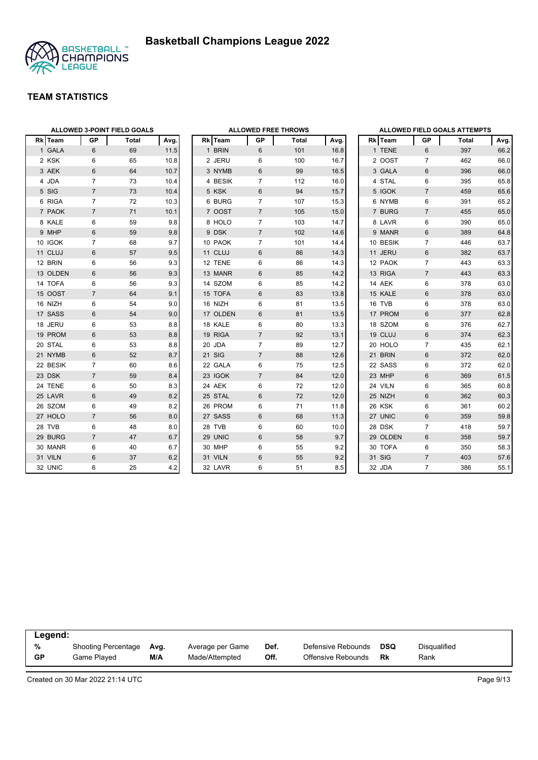# Basketball Champions League 2022

## TEAM STATISTICS

### ALLOWED 3-POINT FIELD GOALS

| Rk | Team | GP | Total | Avg. |
|---|---|---|---|---|
| 1 | GALA | 6 | 69 | 11.5 |
| 2 | KSK | 6 | 65 | 10.8 |
| 3 | AEK | 6 | 64 | 10.7 |
| 4 | JDA | 7 | 73 | 10.4 |
| 5 | SIG | 7 | 73 | 10.4 |
| 6 | RIGA | 7 | 72 | 10.3 |
| 7 | PAOK | 7 | 71 | 10.1 |
| 8 | KALE | 6 | 59 | 9.8 |
| 9 | MHP | 6 | 59 | 9.8 |
| 10 | IGOK | 7 | 68 | 9.7 |
| 11 | CLUJ | 6 | 57 | 9.5 |
| 12 | BRIN | 6 | 56 | 9.3 |
| 13 | OLDEN | 6 | 56 | 9.3 |
| 14 | TOFA | 6 | 56 | 9.3 |
| 15 | OOST | 7 | 64 | 9.1 |
| 16 | NIZH | 6 | 54 | 9.0 |
| 17 | SASS | 6 | 54 | 9.0 |
| 18 | JERU | 6 | 53 | 8.8 |
| 19 | PROM | 6 | 53 | 8.8 |
| 20 | STAL | 6 | 53 | 8.8 |
| 21 | NYMB | 6 | 52 | 8.7 |
| 22 | BESIK | 7 | 60 | 8.6 |
| 23 | DSK | 7 | 59 | 8.4 |
| 24 | TENE | 6 | 50 | 8.3 |
| 25 | LAVR | 6 | 49 | 8.2 |
| 26 | SZOM | 6 | 49 | 8.2 |
| 27 | HOLO | 7 | 56 | 8.0 |
| 28 | TVB | 6 | 48 | 8.0 |
| 29 | BURG | 7 | 47 | 6.7 |
| 30 | MANR | 6 | 40 | 6.7 |
| 31 | VILN | 6 | 37 | 6.2 |
| 32 | UNIC | 6 | 25 | 4.2 |

### ALLOWED FREE THROWS

| Rk | Team | GP | Total | Avg. |
|---|---|---|---|---|
| 1 | BRIN | 6 | 101 | 16.8 |
| 2 | JERU | 6 | 100 | 16.7 |
| 3 | NYMB | 6 | 99 | 16.5 |
| 4 | BESIK | 7 | 112 | 16.0 |
| 5 | KSK | 6 | 94 | 15.7 |
| 6 | BURG | 7 | 107 | 15.3 |
| 7 | OOST | 7 | 105 | 15.0 |
| 8 | HOLO | 7 | 103 | 14.7 |
| 9 | DSK | 7 | 102 | 14.6 |
| 10 | PAOK | 7 | 101 | 14.4 |
| 11 | CLUJ | 6 | 86 | 14.3 |
| 12 | TENE | 6 | 86 | 14.3 |
| 13 | MANR | 6 | 85 | 14.2 |
| 14 | SZOM | 6 | 85 | 14.2 |
| 15 | TOFA | 6 | 83 | 13.8 |
| 16 | NIZH | 6 | 81 | 13.5 |
| 17 | OLDEN | 6 | 81 | 13.5 |
| 18 | KALE | 6 | 80 | 13.3 |
| 19 | RIGA | 7 | 92 | 13.1 |
| 20 | JDA | 7 | 89 | 12.7 |
| 21 | SIG | 7 | 88 | 12.6 |
| 22 | GALA | 6 | 75 | 12.5 |
| 23 | IGOK | 7 | 84 | 12.0 |
| 24 | AEK | 6 | 72 | 12.0 |
| 25 | STAL | 6 | 72 | 12.0 |
| 26 | PROM | 6 | 71 | 11.8 |
| 27 | SASS | 6 | 68 | 11.3 |
| 28 | TVB | 6 | 60 | 10.0 |
| 29 | UNIC | 6 | 58 | 9.7 |
| 30 | MHP | 6 | 55 | 9.2 |
| 31 | VILN | 6 | 55 | 9.2 |
| 32 | LAVR | 6 | 51 | 8.5 |

### ALLOWED FIELD GOALS ATTEMPTS

| Rk | Team | GP | Total | Avg. |
|---|---|---|---|---|
| 1 | TENE | 6 | 397 | 66.2 |
| 2 | OOST | 7 | 462 | 66.0 |
| 3 | GALA | 6 | 396 | 66.0 |
| 4 | STAL | 6 | 395 | 65.8 |
| 5 | IGOK | 7 | 459 | 65.6 |
| 6 | NYMB | 6 | 391 | 65.2 |
| 7 | BURG | 7 | 455 | 65.0 |
| 8 | LAVR | 6 | 390 | 65.0 |
| 9 | MANR | 6 | 389 | 64.8 |
| 10 | BESIK | 7 | 446 | 63.7 |
| 11 | JERU | 6 | 382 | 63.7 |
| 12 | PAOK | 7 | 443 | 63.3 |
| 13 | RIGA | 7 | 443 | 63.3 |
| 14 | AEK | 6 | 378 | 63.0 |
| 15 | KALE | 6 | 378 | 63.0 |
| 16 | TVB | 6 | 378 | 63.0 |
| 17 | PROM | 6 | 377 | 62.8 |
| 18 | SZOM | 6 | 376 | 62.7 |
| 19 | CLUJ | 6 | 374 | 62.3 |
| 20 | HOLO | 7 | 435 | 62.1 |
| 21 | BRIN | 6 | 372 | 62.0 |
| 22 | SASS | 6 | 372 | 62.0 |
| 23 | MHP | 6 | 369 | 61.5 |
| 24 | VILN | 6 | 365 | 60.8 |
| 25 | NIZH | 6 | 362 | 60.3 |
| 26 | KSK | 6 | 361 | 60.2 |
| 27 | UNIC | 6 | 359 | 59.8 |
| 28 | DSK | 7 | 418 | 59.7 |
| 29 | OLDEN | 6 | 358 | 59.7 |
| 30 | TOFA | 6 | 350 | 58.3 |
| 31 | SIG | 7 | 403 | 57.6 |
| 32 | JDA | 7 | 386 | 55.1 |

**Legend:**

| | | | | | | | |
|---|---|---|---|---|---|---|---|
| % | Shooting Percentage | Avg. | Average per Game | Def. | Defensive Rebounds | DSQ | Disqualified |
| GP | Game Played | M/A | Made/Attempted | Off. | Offensive Rebounds | Rk | Rank |

Created on 30 Mar 2022 21:14 UTC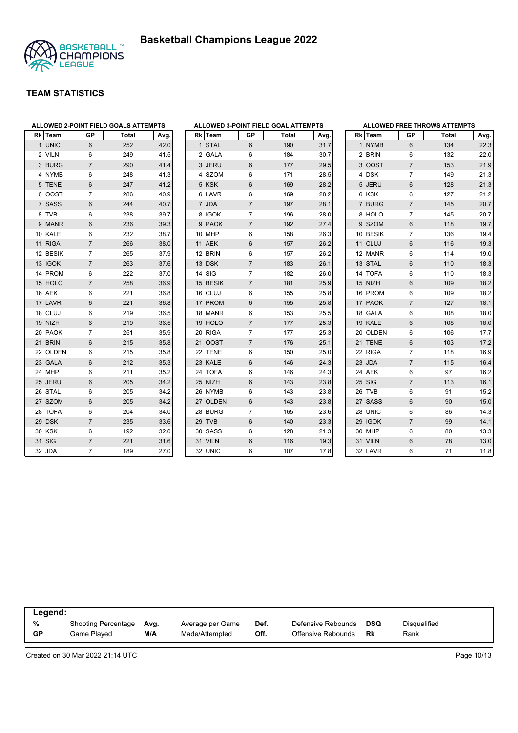# Basketball Champions League 2022

## TEAM STATISTICS

### ALLOWED 2-POINT FIELD GOALS ATTEMPTS

| Rk | Team | GP | Total | Avg. |
|---|---|---|---|---|
| 1 | UNIC | 6 | 252 | 42.0 |
| 2 | VILN | 6 | 249 | 41.5 |
| 3 | BURG | 7 | 290 | 41.4 |
| 4 | NYMB | 6 | 248 | 41.3 |
| 5 | TENE | 6 | 247 | 41.2 |
| 6 | OOST | 7 | 286 | 40.9 |
| 7 | SASS | 6 | 244 | 40.7 |
| 8 | TVB | 6 | 238 | 39.7 |
| 9 | MANR | 6 | 236 | 39.3 |
| 10 | KALE | 6 | 232 | 38.7 |
| 11 | RIGA | 7 | 266 | 38.0 |
| 12 | BESIK | 7 | 265 | 37.9 |
| 13 | IGOK | 7 | 263 | 37.6 |
| 14 | PROM | 6 | 222 | 37.0 |
| 15 | HOLO | 7 | 258 | 36.9 |
| 16 | AEK | 6 | 221 | 36.8 |
| 17 | LAVR | 6 | 221 | 36.8 |
| 18 | CLUJ | 6 | 219 | 36.5 |
| 19 | NIZH | 6 | 219 | 36.5 |
| 20 | PAOK | 7 | 251 | 35.9 |
| 21 | BRIN | 6 | 215 | 35.8 |
| 22 | OLDEN | 6 | 215 | 35.8 |
| 23 | GALA | 6 | 212 | 35.3 |
| 24 | MHP | 6 | 211 | 35.2 |
| 25 | JERU | 6 | 205 | 34.2 |
| 26 | STAL | 6 | 205 | 34.2 |
| 27 | SZOM | 6 | 205 | 34.2 |
| 28 | TOFA | 6 | 204 | 34.0 |
| 29 | DSK | 7 | 235 | 33.6 |
| 30 | KSK | 6 | 192 | 32.0 |
| 31 | SIG | 7 | 221 | 31.6 |
| 32 | JDA | 7 | 189 | 27.0 |

### ALLOWED 3-POINT FIELD GOAL ATTEMPTS

| Rk | Team | GP | Total | Avg. |
|---|---|---|---|---|
| 1 | STAL | 6 | 190 | 31.7 |
| 2 | GALA | 6 | 184 | 30.7 |
| 3 | JERU | 6 | 177 | 29.5 |
| 4 | SZOM | 6 | 171 | 28.5 |
| 5 | KSK | 6 | 169 | 28.2 |
| 6 | LAVR | 6 | 169 | 28.2 |
| 7 | JDA | 7 | 197 | 28.1 |
| 8 | IGOK | 7 | 196 | 28.0 |
| 9 | PAOK | 7 | 192 | 27.4 |
| 10 | MHP | 6 | 158 | 26.3 |
| 11 | AEK | 6 | 157 | 26.2 |
| 12 | BRIN | 6 | 157 | 26.2 |
| 13 | DSK | 7 | 183 | 26.1 |
| 14 | SIG | 7 | 182 | 26.0 |
| 15 | BESIK | 7 | 181 | 25.9 |
| 16 | CLUJ | 6 | 155 | 25.8 |
| 17 | PROM | 6 | 155 | 25.8 |
| 18 | MANR | 6 | 153 | 25.5 |
| 19 | HOLO | 7 | 177 | 25.3 |
| 20 | RIGA | 7 | 177 | 25.3 |
| 21 | OOST | 7 | 176 | 25.1 |
| 22 | TENE | 6 | 150 | 25.0 |
| 23 | KALE | 6 | 146 | 24.3 |
| 24 | TOFA | 6 | 146 | 24.3 |
| 25 | NIZH | 6 | 143 | 23.8 |
| 26 | NYMB | 6 | 143 | 23.8 |
| 27 | OLDEN | 6 | 143 | 23.8 |
| 28 | BURG | 7 | 165 | 23.6 |
| 29 | TVB | 6 | 140 | 23.3 |
| 30 | SASS | 6 | 128 | 21.3 |
| 31 | VILN | 6 | 116 | 19.3 |
| 32 | UNIC | 6 | 107 | 17.8 |

### ALLOWED FREE THROWS ATTEMPTS

| Rk | Team | GP | Total | Avg. |
|---|---|---|---|---|
| 1 | NYMB | 6 | 134 | 22.3 |
| 2 | BRIN | 6 | 132 | 22.0 |
| 3 | OOST | 7 | 153 | 21.9 |
| 4 | DSK | 7 | 149 | 21.3 |
| 5 | JERU | 6 | 128 | 21.3 |
| 6 | KSK | 6 | 127 | 21.2 |
| 7 | BURG | 7 | 145 | 20.7 |
| 8 | HOLO | 7 | 145 | 20.7 |
| 9 | SZOM | 6 | 118 | 19.7 |
| 10 | BESIK | 7 | 136 | 19.4 |
| 11 | CLUJ | 6 | 116 | 19.3 |
| 12 | MANR | 6 | 114 | 19.0 |
| 13 | STAL | 6 | 110 | 18.3 |
| 14 | TOFA | 6 | 110 | 18.3 |
| 15 | NIZH | 6 | 109 | 18.2 |
| 16 | PROM | 6 | 109 | 18.2 |
| 17 | PAOK | 7 | 127 | 18.1 |
| 18 | GALA | 6 | 108 | 18.0 |
| 19 | KALE | 6 | 108 | 18.0 |
| 20 | OLDEN | 6 | 106 | 17.7 |
| 21 | TENE | 6 | 103 | 17.2 |
| 22 | RIGA | 7 | 118 | 16.9 |
| 23 | JDA | 7 | 115 | 16.4 |
| 24 | AEK | 6 | 97 | 16.2 |
| 25 | SIG | 7 | 113 | 16.1 |
| 26 | TVB | 6 | 91 | 15.2 |
| 27 | SASS | 6 | 90 | 15.0 |
| 28 | UNIC | 6 | 86 | 14.3 |
| 29 | IGOK | 7 | 99 | 14.1 |
| 30 | MHP | 6 | 80 | 13.3 |
| 31 | VILN | 6 | 78 | 13.0 |
| 32 | LAVR | 6 | 71 | 11.8 |

**Legend:**

| | | | | | | | |
|---|---|---|---|---|---|---|---|
| % | Shooting Percentage | Avg. | Average per Game | Def. | Defensive Rebounds | DSQ | Disqualified |
| GP | Game Played | M/A | Made/Attempted | Off. | Offensive Rebounds | Rk | Rank |

Created on 30 Mar 2022 21:14 UTC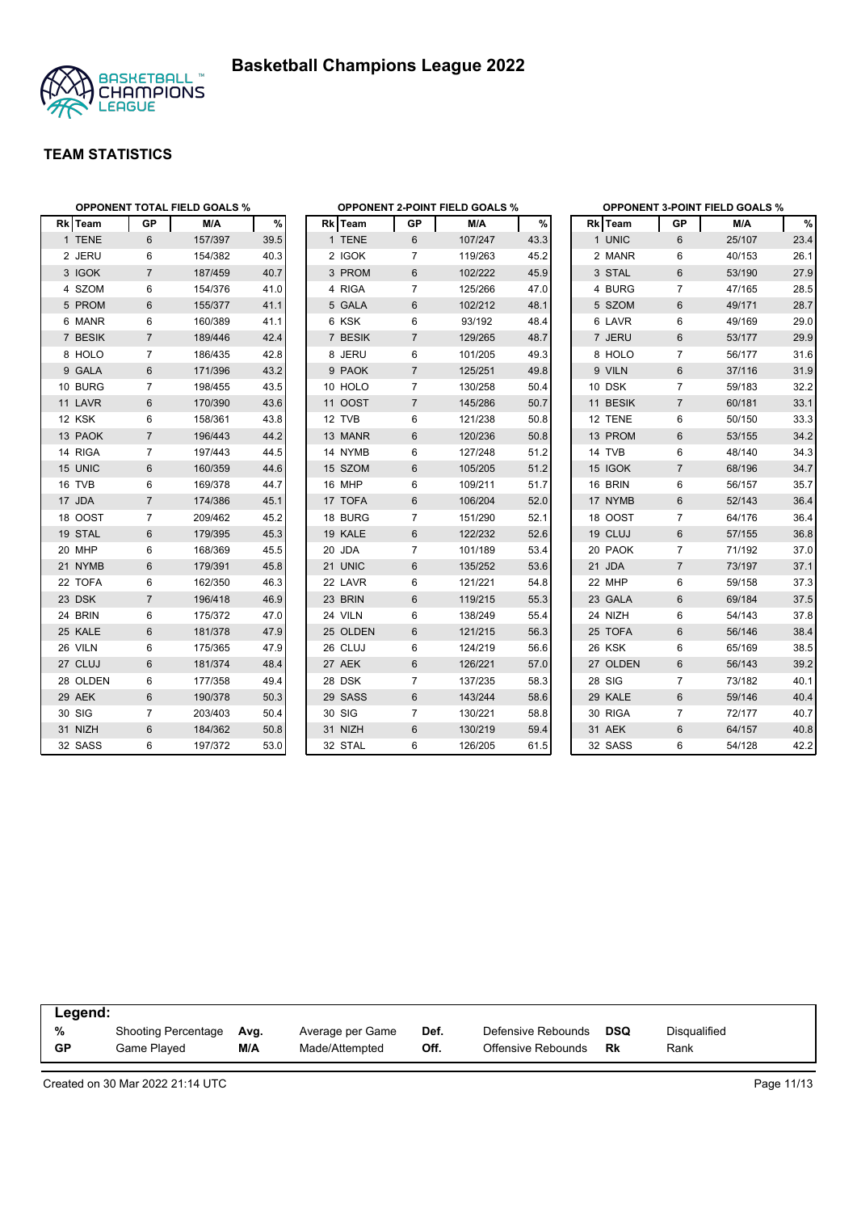# Basketball Champions League 2022

## TEAM STATISTICS

### OPPONENT TOTAL FIELD GOALS %

| Rk | Team | GP | M/A | % |
|---|---|---|---|---|
| 1 | TENE | 6 | 157/397 | 39.5 |
| 2 | JERU | 6 | 154/382 | 40.3 |
| 3 | IGOK | 7 | 187/459 | 40.7 |
| 4 | SZOM | 6 | 154/376 | 41.0 |
| 5 | PROM | 6 | 155/377 | 41.1 |
| 6 | MANR | 6 | 160/389 | 41.1 |
| 7 | BESIK | 7 | 189/446 | 42.4 |
| 8 | HOLO | 7 | 186/435 | 42.8 |
| 9 | GALA | 6 | 171/396 | 43.2 |
| 10 | BURG | 7 | 198/455 | 43.5 |
| 11 | LAVR | 6 | 170/390 | 43.6 |
| 12 | KSK | 6 | 158/361 | 43.8 |
| 13 | PAOK | 7 | 196/443 | 44.2 |
| 14 | RIGA | 7 | 197/443 | 44.5 |
| 15 | UNIC | 6 | 160/359 | 44.6 |
| 16 | TVB | 6 | 169/378 | 44.7 |
| 17 | JDA | 7 | 174/386 | 45.1 |
| 18 | OOST | 7 | 209/462 | 45.2 |
| 19 | STAL | 6 | 179/395 | 45.3 |
| 20 | MHP | 6 | 168/369 | 45.5 |
| 21 | NYMB | 6 | 179/391 | 45.8 |
| 22 | TOFA | 6 | 162/350 | 46.3 |
| 23 | DSK | 7 | 196/418 | 46.9 |
| 24 | BRIN | 6 | 175/372 | 47.0 |
| 25 | KALE | 6 | 181/378 | 47.9 |
| 26 | VILN | 6 | 175/365 | 47.9 |
| 27 | CLUJ | 6 | 181/374 | 48.4 |
| 28 | OLDEN | 6 | 177/358 | 49.4 |
| 29 | AEK | 6 | 190/378 | 50.3 |
| 30 | SIG | 7 | 203/403 | 50.4 |
| 31 | NIZH | 6 | 184/362 | 50.8 |
| 32 | SASS | 6 | 197/372 | 53.0 |

### OPPONENT 2-POINT FIELD GOALS %

| Rk | Team | GP | M/A | % |
|---|---|---|---|---|
| 1 | TENE | 6 | 107/247 | 43.3 |
| 2 | IGOK | 7 | 119/263 | 45.2 |
| 3 | PROM | 6 | 102/222 | 45.9 |
| 4 | RIGA | 7 | 125/266 | 47.0 |
| 5 | GALA | 6 | 102/212 | 48.1 |
| 6 | KSK | 6 | 93/192 | 48.4 |
| 7 | BESIK | 7 | 129/265 | 48.7 |
| 8 | JERU | 6 | 101/205 | 49.3 |
| 9 | PAOK | 7 | 125/251 | 49.8 |
| 10 | HOLO | 7 | 130/258 | 50.4 |
| 11 | OOST | 7 | 145/286 | 50.7 |
| 12 | TVB | 6 | 121/238 | 50.8 |
| 13 | MANR | 6 | 120/236 | 50.8 |
| 14 | NYMB | 6 | 127/248 | 51.2 |
| 15 | SZOM | 6 | 105/205 | 51.2 |
| 16 | MHP | 6 | 109/211 | 51.7 |
| 17 | TOFA | 6 | 106/204 | 52.0 |
| 18 | BURG | 7 | 151/290 | 52.1 |
| 19 | KALE | 6 | 122/232 | 52.6 |
| 20 | JDA | 7 | 101/189 | 53.4 |
| 21 | UNIC | 6 | 135/252 | 53.6 |
| 22 | LAVR | 6 | 121/221 | 54.8 |
| 23 | BRIN | 6 | 119/215 | 55.3 |
| 24 | VILN | 6 | 138/249 | 55.4 |
| 25 | OLDEN | 6 | 121/215 | 56.3 |
| 26 | CLUJ | 6 | 124/219 | 56.6 |
| 27 | AEK | 6 | 126/221 | 57.0 |
| 28 | DSK | 7 | 137/235 | 58.3 |
| 29 | SASS | 6 | 143/244 | 58.6 |
| 30 | SIG | 7 | 130/221 | 58.8 |
| 31 | NIZH | 6 | 130/219 | 59.4 |
| 32 | STAL | 6 | 126/205 | 61.5 |

### OPPONENT 3-POINT FIELD GOALS %

| Rk | Team | GP | M/A | % |
|---|---|---|---|---|
| 1 | UNIC | 6 | 25/107 | 23.4 |
| 2 | MANR | 6 | 40/153 | 26.1 |
| 3 | STAL | 6 | 53/190 | 27.9 |
| 4 | BURG | 7 | 47/165 | 28.5 |
| 5 | SZOM | 6 | 49/171 | 28.7 |
| 6 | LAVR | 6 | 49/169 | 29.0 |
| 7 | JERU | 6 | 53/177 | 29.9 |
| 8 | HOLO | 7 | 56/177 | 31.6 |
| 9 | VILN | 6 | 37/116 | 31.9 |
| 10 | DSK | 7 | 59/183 | 32.2 |
| 11 | BESIK | 7 | 60/181 | 33.1 |
| 12 | TENE | 6 | 50/150 | 33.3 |
| 13 | PROM | 6 | 53/155 | 34.2 |
| 14 | TVB | 6 | 48/140 | 34.3 |
| 15 | IGOK | 7 | 68/196 | 34.7 |
| 16 | BRIN | 6 | 56/157 | 35.7 |
| 17 | NYMB | 6 | 52/143 | 36.4 |
| 18 | OOST | 7 | 64/176 | 36.4 |
| 19 | CLUJ | 6 | 57/155 | 36.8 |
| 20 | PAOK | 7 | 71/192 | 37.0 |
| 21 | JDA | 7 | 73/197 | 37.1 |
| 22 | MHP | 6 | 59/158 | 37.3 |
| 23 | GALA | 6 | 69/184 | 37.5 |
| 24 | NIZH | 6 | 54/143 | 37.8 |
| 25 | TOFA | 6 | 56/146 | 38.4 |
| 26 | KSK | 6 | 65/169 | 38.5 |
| 27 | OLDEN | 6 | 56/143 | 39.2 |
| 28 | SIG | 7 | 73/182 | 40.1 |
| 29 | KALE | 6 | 59/146 | 40.4 |
| 30 | RIGA | 7 | 72/177 | 40.7 |
| 31 | AEK | 6 | 64/157 | 40.8 |
| 32 | SASS | 6 | 54/128 | 42.2 |

**Legend:**

| | | | | | | | |
|---|---|---|---|---|---|---|---|
| **%** | Shooting Percentage | **Avg.** | Average per Game | **Def.** | Defensive Rebounds | **DSQ** | Disqualified |
| **GP** | Game Played | **M/A** | Made/Attempted | **Off.** | Offensive Rebounds | **Rk** | Rank |

Created on 30 Mar 2022 21:14 UTC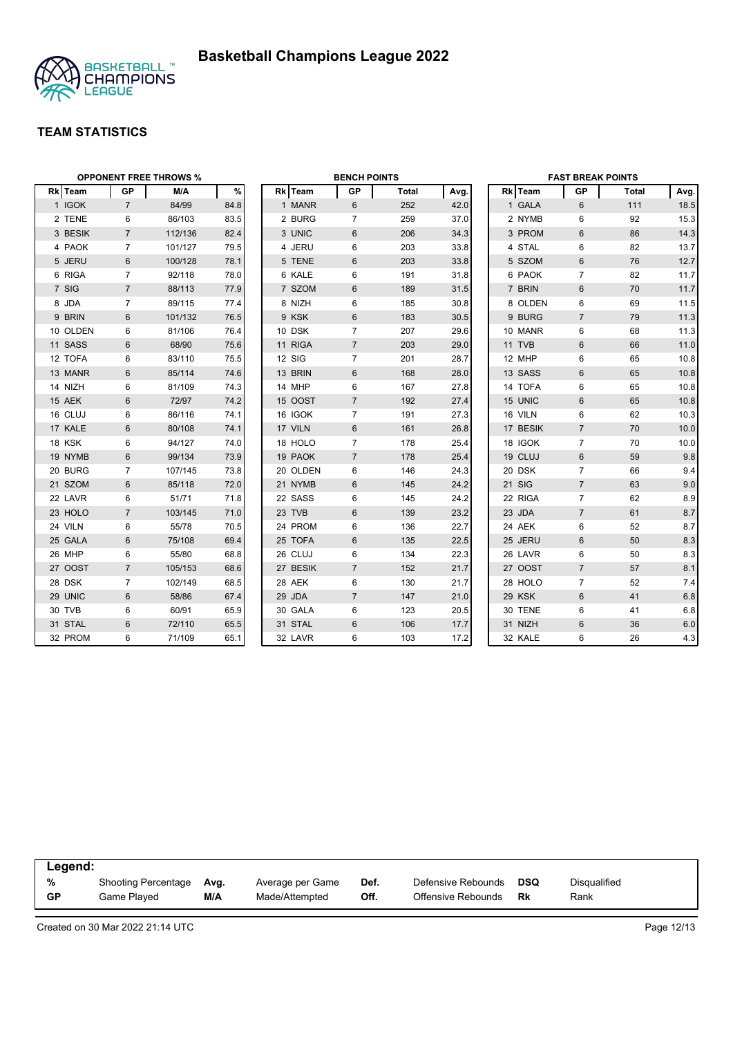# Basketball Champions League 2022

## TEAM STATISTICS

### OPPONENT FREE THROWS %

| Rk | Team | GP | M/A | % |
|---|---|---|---|---|
| 1 | IGOK | 7 | 84/99 | 84.8 |
| 2 | TENE | 6 | 86/103 | 83.5 |
| 3 | BESIK | 7 | 112/136 | 82.4 |
| 4 | PAOK | 7 | 101/127 | 79.5 |
| 5 | JERU | 6 | 100/128 | 78.1 |
| 6 | RIGA | 7 | 92/118 | 78.0 |
| 7 | SIG | 7 | 88/113 | 77.9 |
| 8 | JDA | 7 | 89/115 | 77.4 |
| 9 | BRIN | 6 | 101/132 | 76.5 |
| 10 | OLDEN | 6 | 81/106 | 76.4 |
| 11 | SASS | 6 | 68/90 | 75.6 |
| 12 | TOFA | 6 | 83/110 | 75.5 |
| 13 | MANR | 6 | 85/114 | 74.6 |
| 14 | NIZH | 6 | 81/109 | 74.3 |
| 15 | AEK | 6 | 72/97 | 74.2 |
| 16 | CLUJ | 6 | 86/116 | 74.1 |
| 17 | KALE | 6 | 80/108 | 74.1 |
| 18 | KSK | 6 | 94/127 | 74.0 |
| 19 | NYMB | 6 | 99/134 | 73.9 |
| 20 | BURG | 7 | 107/145 | 73.8 |
| 21 | SZOM | 6 | 85/118 | 72.0 |
| 22 | LAVR | 6 | 51/71 | 71.8 |
| 23 | HOLO | 7 | 103/145 | 71.0 |
| 24 | VILN | 6 | 55/78 | 70.5 |
| 25 | GALA | 6 | 75/108 | 69.4 |
| 26 | MHP | 6 | 55/80 | 68.8 |
| 27 | OOST | 7 | 105/153 | 68.6 |
| 28 | DSK | 7 | 102/149 | 68.5 |
| 29 | UNIC | 6 | 58/86 | 67.4 |
| 30 | TVB | 6 | 60/91 | 65.9 |
| 31 | STAL | 6 | 72/110 | 65.5 |
| 32 | PROM | 6 | 71/109 | 65.1 |

### BENCH POINTS

| Rk | Team | GP | Total | Avg. |
|---|---|---|---|---|
| 1 | MANR | 6 | 252 | 42.0 |
| 2 | BURG | 7 | 259 | 37.0 |
| 3 | UNIC | 6 | 206 | 34.3 |
| 4 | JERU | 6 | 203 | 33.8 |
| 5 | TENE | 6 | 203 | 33.8 |
| 6 | KALE | 6 | 191 | 31.8 |
| 7 | SZOM | 6 | 189 | 31.5 |
| 8 | NIZH | 6 | 185 | 30.8 |
| 9 | KSK | 6 | 183 | 30.5 |
| 10 | DSK | 7 | 207 | 29.6 |
| 11 | RIGA | 7 | 203 | 29.0 |
| 12 | SIG | 7 | 201 | 28.7 |
| 13 | BRIN | 6 | 168 | 28.0 |
| 14 | MHP | 6 | 167 | 27.8 |
| 15 | OOST | 7 | 192 | 27.4 |
| 16 | IGOK | 7 | 191 | 27.3 |
| 17 | VILN | 6 | 161 | 26.8 |
| 18 | HOLO | 7 | 178 | 25.4 |
| 19 | PAOK | 7 | 178 | 25.4 |
| 20 | OLDEN | 6 | 146 | 24.3 |
| 21 | NYMB | 6 | 145 | 24.2 |
| 22 | SASS | 6 | 145 | 24.2 |
| 23 | TVB | 6 | 139 | 23.2 |
| 24 | PROM | 6 | 136 | 22.7 |
| 25 | TOFA | 6 | 135 | 22.5 |
| 26 | CLUJ | 6 | 134 | 22.3 |
| 27 | BESIK | 7 | 152 | 21.7 |
| 28 | AEK | 6 | 130 | 21.7 |
| 29 | JDA | 7 | 147 | 21.0 |
| 30 | GALA | 6 | 123 | 20.5 |
| 31 | STAL | 6 | 106 | 17.7 |
| 32 | LAVR | 6 | 103 | 17.2 |

### FAST BREAK POINTS

| Rk | Team | GP | Total | Avg. |
|---|---|---|---|---|
| 1 | GALA | 6 | 111 | 18.5 |
| 2 | NYMB | 6 | 92 | 15.3 |
| 3 | PROM | 6 | 86 | 14.3 |
| 4 | STAL | 6 | 82 | 13.7 |
| 5 | SZOM | 6 | 76 | 12.7 |
| 6 | PAOK | 7 | 82 | 11.7 |
| 7 | BRIN | 6 | 70 | 11.7 |
| 8 | OLDEN | 6 | 69 | 11.5 |
| 9 | BURG | 7 | 79 | 11.3 |
| 10 | MANR | 6 | 68 | 11.3 |
| 11 | TVB | 6 | 66 | 11.0 |
| 12 | MHP | 6 | 65 | 10.8 |
| 13 | SASS | 6 | 65 | 10.8 |
| 14 | TOFA | 6 | 65 | 10.8 |
| 15 | UNIC | 6 | 65 | 10.8 |
| 16 | VILN | 6 | 62 | 10.3 |
| 17 | BESIK | 7 | 70 | 10.0 |
| 18 | IGOK | 7 | 70 | 10.0 |
| 19 | CLUJ | 6 | 59 | 9.8 |
| 20 | DSK | 7 | 66 | 9.4 |
| 21 | SIG | 7 | 63 | 9.0 |
| 22 | RIGA | 7 | 62 | 8.9 |
| 23 | JDA | 7 | 61 | 8.7 |
| 24 | AEK | 6 | 52 | 8.7 |
| 25 | JERU | 6 | 50 | 8.3 |
| 26 | LAVR | 6 | 50 | 8.3 |
| 27 | OOST | 7 | 57 | 8.1 |
| 28 | HOLO | 7 | 52 | 7.4 |
| 29 | KSK | 6 | 41 | 6.8 |
| 30 | TENE | 6 | 41 | 6.8 |
| 31 | NIZH | 6 | 36 | 6.0 |
| 32 | KALE | 6 | 26 | 4.3 |

**Legend:**

| | | | | | | | |
|---|---|---|---|---|---|---|---|
| % | Shooting Percentage | Avg. | Average per Game | Def. | Defensive Rebounds | DSQ | Disqualified |
| GP | Game Played | M/A | Made/Attempted | Off. | Offensive Rebounds | Rk | Rank |

Created on 30 Mar 2022 21:14 UTC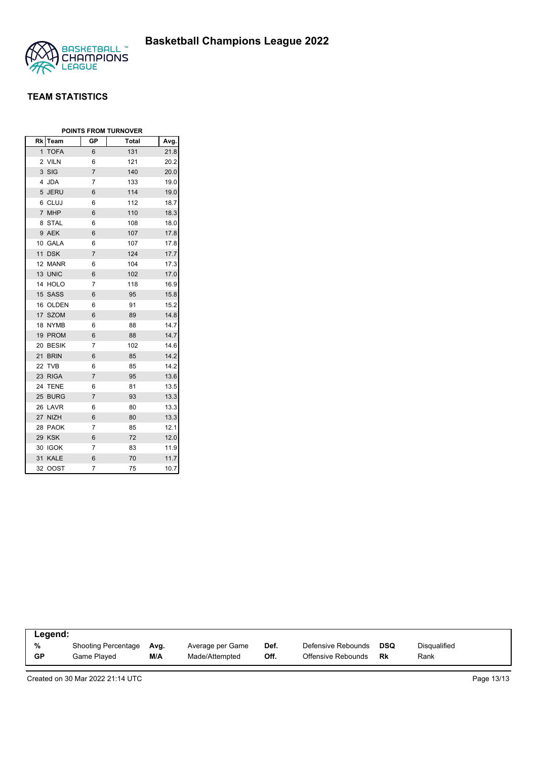# Basketball Champions League 2022

## TEAM STATISTICS

**POINTS FROM TURNOVER**

| Rk | Team | GP | Total | Avg. |
|---|---|---|---|---|
| 1 | TOFA | 6 | 131 | 21.8 |
| 2 | VILN | 6 | 121 | 20.2 |
| 3 | SIG | 7 | 140 | 20.0 |
| 4 | JDA | 7 | 133 | 19.0 |
| 5 | JERU | 6 | 114 | 19.0 |
| 6 | CLUJ | 6 | 112 | 18.7 |
| 7 | MHP | 6 | 110 | 18.3 |
| 8 | STAL | 6 | 108 | 18.0 |
| 9 | AEK | 6 | 107 | 17.8 |
| 10 | GALA | 6 | 107 | 17.8 |
| 11 | DSK | 7 | 124 | 17.7 |
| 12 | MANR | 6 | 104 | 17.3 |
| 13 | UNIC | 6 | 102 | 17.0 |
| 14 | HOLO | 7 | 118 | 16.9 |
| 15 | SASS | 6 | 95 | 15.8 |
| 16 | OLDEN | 6 | 91 | 15.2 |
| 17 | SZOM | 6 | 89 | 14.8 |
| 18 | NYMB | 6 | 88 | 14.7 |
| 19 | PROM | 6 | 88 | 14.7 |
| 20 | BESIK | 7 | 102 | 14.6 |
| 21 | BRIN | 6 | 85 | 14.2 |
| 22 | TVB | 6 | 85 | 14.2 |
| 23 | RIGA | 7 | 95 | 13.6 |
| 24 | TENE | 6 | 81 | 13.5 |
| 25 | BURG | 7 | 93 | 13.3 |
| 26 | LAVR | 6 | 80 | 13.3 |
| 27 | NIZH | 6 | 80 | 13.3 |
| 28 | PAOK | 7 | 85 | 12.1 |
| 29 | KSK | 6 | 72 | 12.0 |
| 30 | IGOK | 7 | 83 | 11.9 |
| 31 | KALE | 6 | 70 | 11.7 |
| 32 | OOST | 7 | 75 | 10.7 |

**Legend:**

| | | | | | | | |
|---|---|---|---|---|---|---|---|
| **%** | Shooting Percentage | **Avg.** | Average per Game | **Def.** | Defensive Rebounds | **DSQ** | Disqualified |
| **GP** | Game Played | **M/A** | Made/Attempted | **Off.** | Offensive Rebounds | **Rk** | Rank |

Created on 30 Mar 2022 21:14 UTC